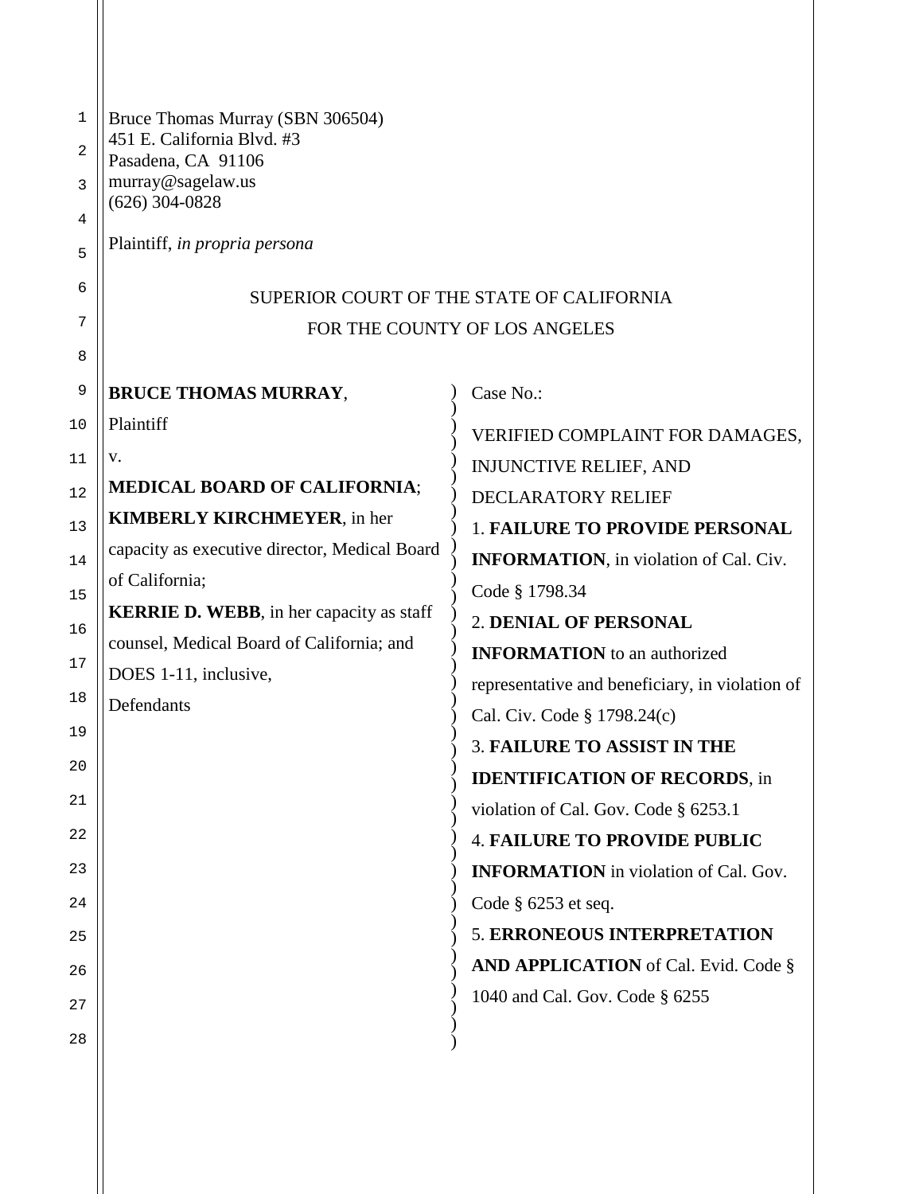Bruce Thomas Murray (SBN 306504)
451 E. California Blvd. #3
Pasadena, CA 91106
murray@sagelaw.us
(626) 304-0828

Plaintiff, *in propria persona*

SUPERIOR COURT OF THE STATE OF CALIFORNIA
FOR THE COUNTY OF LOS ANGELES

**BRUCE THOMAS MURRAY**,
Plaintiff
v.
**MEDICAL BOARD OF CALIFORNIA**;
**KIMBERLY KIRCHMEYER**, in her capacity as executive director, Medical Board of California;
**KERRIE D. WEBB**, in her capacity as staff counsel, Medical Board of California; and DOES 1-11, inclusive,
Defendants

Case No.:

VERIFIED COMPLAINT FOR DAMAGES, INJUNCTIVE RELIEF, AND DECLARATORY RELIEF

1. **FAILURE TO PROVIDE PERSONAL INFORMATION**, in violation of Cal. Civ. Code § 1798.34
2. **DENIAL OF PERSONAL INFORMATION** to an authorized representative and beneficiary, in violation of Cal. Civ. Code § 1798.24(c)
3. **FAILURE TO ASSIST IN THE IDENTIFICATION OF RECORDS**, in violation of Cal. Gov. Code § 6253.1
4. **FAILURE TO PROVIDE PUBLIC INFORMATION** in violation of Cal. Gov. Code § 6253 et seq.
5. **ERRONEOUS INTERPRETATION AND APPLICATION** of Cal. Evid. Code § 1040 and Cal. Gov. Code § 6255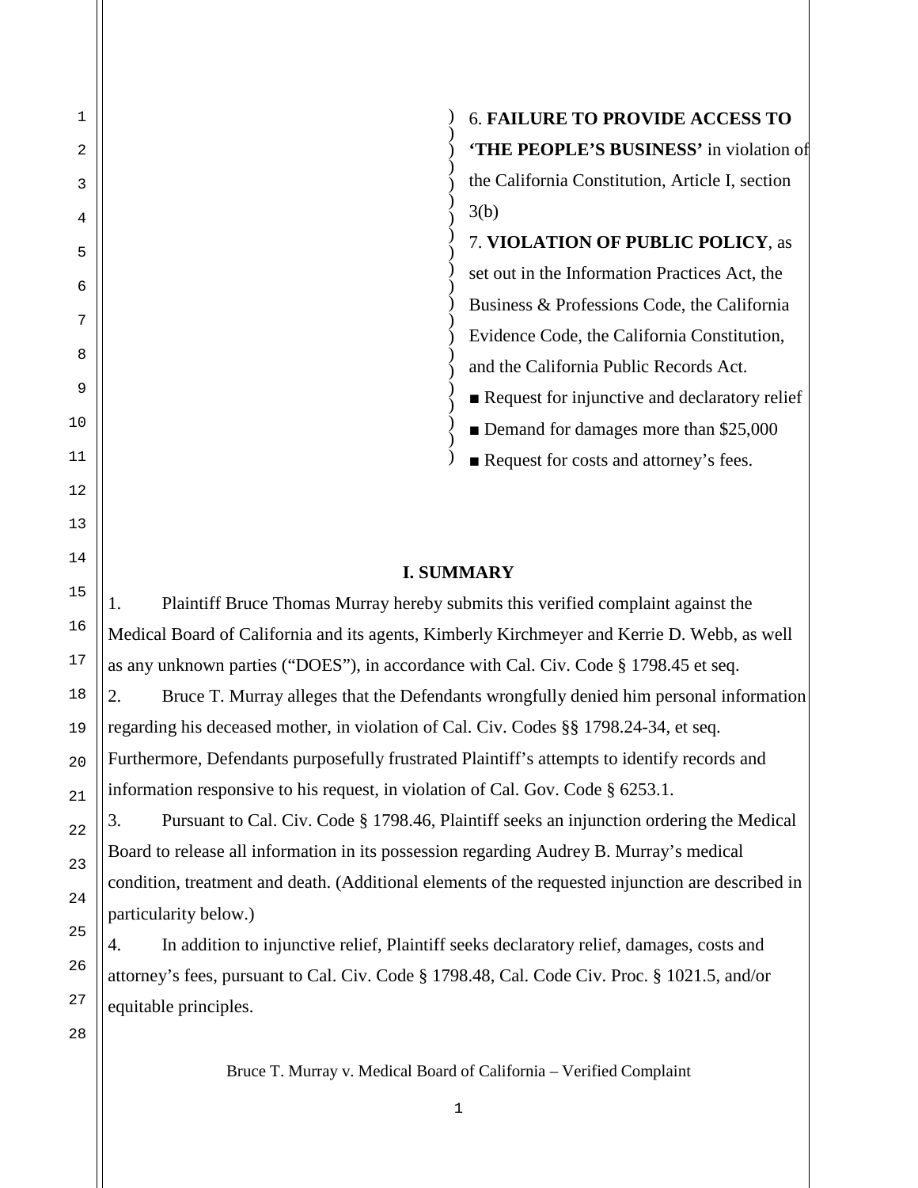6. **FAILURE TO PROVIDE ACCESS TO 'THE PEOPLE'S BUSINESS'** in violation of the California Constitution, Article I, section 3(b)

7. **VIOLATION OF PUBLIC POLICY**, as set out in the Information Practices Act, the Business & Professions Code, the California Evidence Code, the California Constitution, and the California Public Records Act.

■ Request for injunctive and declaratory relief

■ Demand for damages more than $25,000

■ Request for costs and attorney's fees.

## I. SUMMARY

1. Plaintiff Bruce Thomas Murray hereby submits this verified complaint against the Medical Board of California and its agents, Kimberly Kirchmeyer and Kerrie D. Webb, as well as any unknown parties ("DOES"), in accordance with Cal. Civ. Code § 1798.45 et seq.

2. Bruce T. Murray alleges that the Defendants wrongfully denied him personal information regarding his deceased mother, in violation of Cal. Civ. Codes §§ 1798.24-34, et seq. Furthermore, Defendants purposefully frustrated Plaintiff's attempts to identify records and information responsive to his request, in violation of Cal. Gov. Code § 6253.1.

3. Pursuant to Cal. Civ. Code § 1798.46, Plaintiff seeks an injunction ordering the Medical Board to release all information in its possession regarding Audrey B. Murray's medical condition, treatment and death. (Additional elements of the requested injunction are described in particularity below.)

4. In addition to injunctive relief, Plaintiff seeks declaratory relief, damages, costs and attorney's fees, pursuant to Cal. Civ. Code § 1798.48, Cal. Code Civ. Proc. § 1021.5, and/or equitable principles.

Bruce T. Murray v. Medical Board of California – Verified Complaint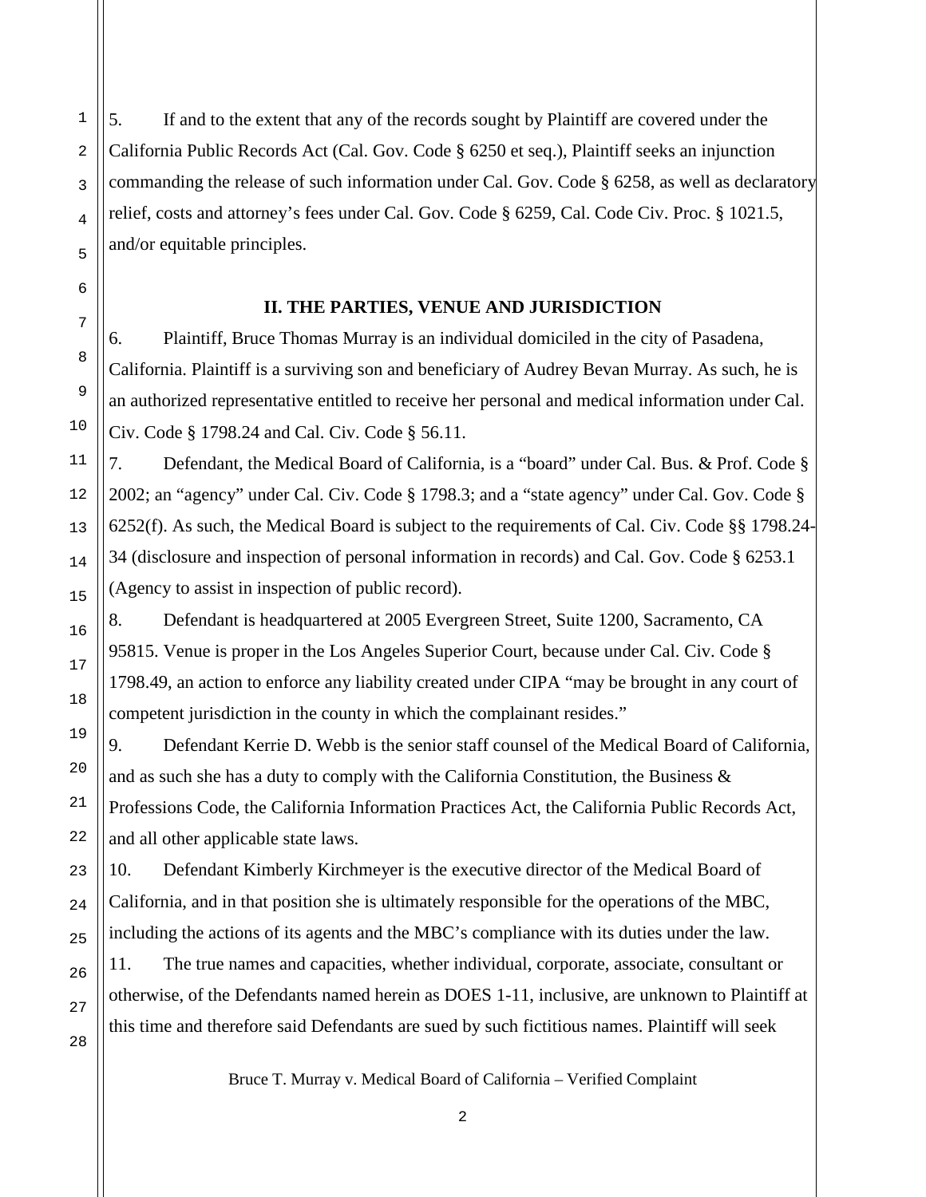5. If and to the extent that any of the records sought by Plaintiff are covered under the California Public Records Act (Cal. Gov. Code § 6250 et seq.), Plaintiff seeks an injunction commanding the release of such information under Cal. Gov. Code § 6258, as well as declaratory relief, costs and attorney's fees under Cal. Gov. Code § 6259, Cal. Code Civ. Proc. § 1021.5, and/or equitable principles.

## II. THE PARTIES, VENUE AND JURISDICTION

6. Plaintiff, Bruce Thomas Murray is an individual domiciled in the city of Pasadena, California. Plaintiff is a surviving son and beneficiary of Audrey Bevan Murray. As such, he is an authorized representative entitled to receive her personal and medical information under Cal. Civ. Code § 1798.24 and Cal. Civ. Code § 56.11.

7. Defendant, the Medical Board of California, is a "board" under Cal. Bus. & Prof. Code § 2002; an "agency" under Cal. Civ. Code § 1798.3; and a "state agency" under Cal. Gov. Code § 6252(f). As such, the Medical Board is subject to the requirements of Cal. Civ. Code §§ 1798.24-34 (disclosure and inspection of personal information in records) and Cal. Gov. Code § 6253.1 (Agency to assist in inspection of public record).

8. Defendant is headquartered at 2005 Evergreen Street, Suite 1200, Sacramento, CA 95815. Venue is proper in the Los Angeles Superior Court, because under Cal. Civ. Code § 1798.49, an action to enforce any liability created under CIPA "may be brought in any court of competent jurisdiction in the county in which the complainant resides."

9. Defendant Kerrie D. Webb is the senior staff counsel of the Medical Board of California, and as such she has a duty to comply with the California Constitution, the Business & Professions Code, the California Information Practices Act, the California Public Records Act, and all other applicable state laws.

10. Defendant Kimberly Kirchmeyer is the executive director of the Medical Board of California, and in that position she is ultimately responsible for the operations of the MBC, including the actions of its agents and the MBC's compliance with its duties under the law.

11. The true names and capacities, whether individual, corporate, associate, consultant or otherwise, of the Defendants named herein as DOES 1-11, inclusive, are unknown to Plaintiff at this time and therefore said Defendants are sued by such fictitious names. Plaintiff will seek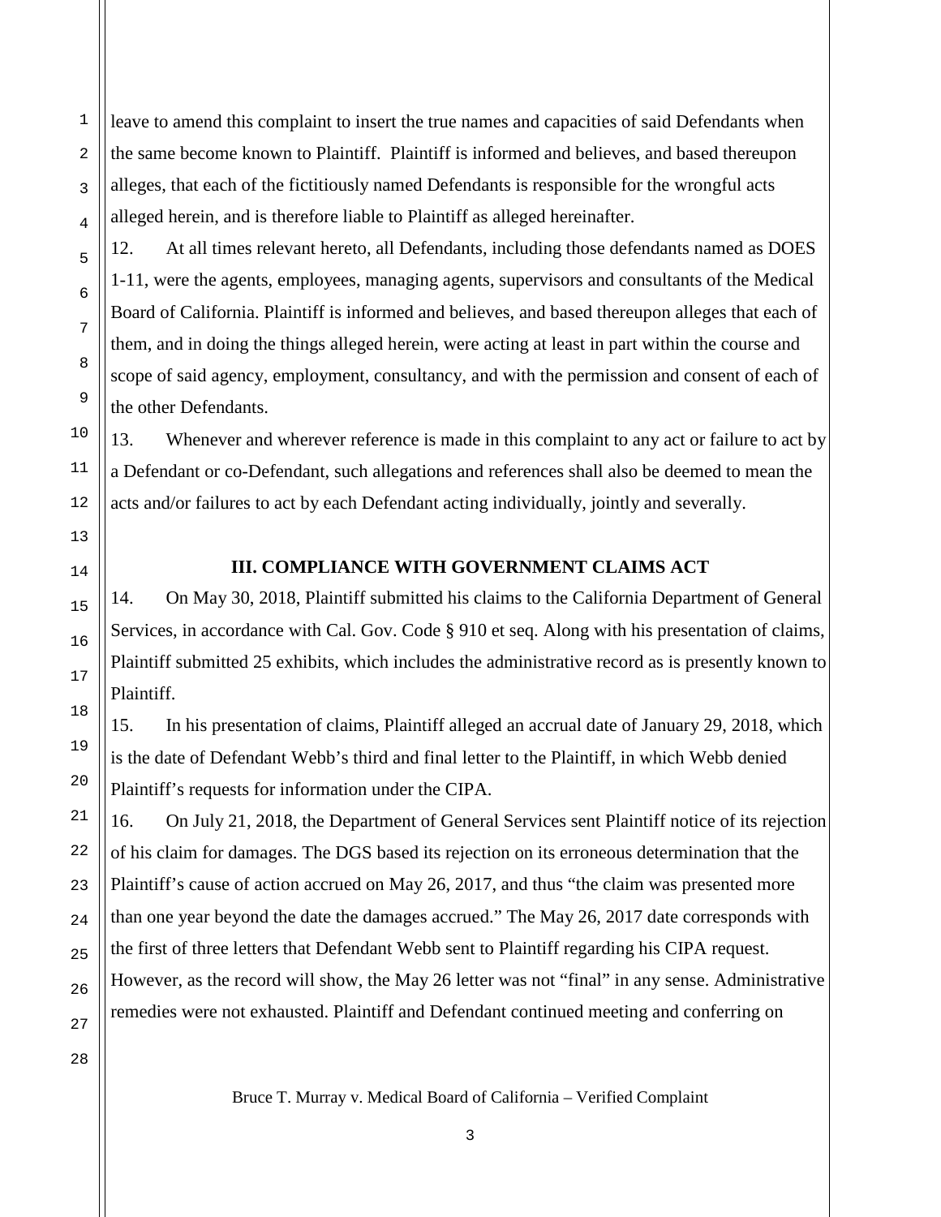leave to amend this complaint to insert the true names and capacities of said Defendants when the same become known to Plaintiff. Plaintiff is informed and believes, and based thereupon alleges, that each of the fictitiously named Defendants is responsible for the wrongful acts alleged herein, and is therefore liable to Plaintiff as alleged hereinafter.

12. At all times relevant hereto, all Defendants, including those defendants named as DOES 1-11, were the agents, employees, managing agents, supervisors and consultants of the Medical Board of California. Plaintiff is informed and believes, and based thereupon alleges that each of them, and in doing the things alleged herein, were acting at least in part within the course and scope of said agency, employment, consultancy, and with the permission and consent of each of the other Defendants.

13. Whenever and wherever reference is made in this complaint to any act or failure to act by a Defendant or co-Defendant, such allegations and references shall also be deemed to mean the acts and/or failures to act by each Defendant acting individually, jointly and severally.

## III. COMPLIANCE WITH GOVERNMENT CLAIMS ACT

14. On May 30, 2018, Plaintiff submitted his claims to the California Department of General Services, in accordance with Cal. Gov. Code § 910 et seq. Along with his presentation of claims, Plaintiff submitted 25 exhibits, which includes the administrative record as is presently known to Plaintiff.

15. In his presentation of claims, Plaintiff alleged an accrual date of January 29, 2018, which is the date of Defendant Webb's third and final letter to the Plaintiff, in which Webb denied Plaintiff's requests for information under the CIPA.

16. On July 21, 2018, the Department of General Services sent Plaintiff notice of its rejection of his claim for damages. The DGS based its rejection on its erroneous determination that the Plaintiff's cause of action accrued on May 26, 2017, and thus "the claim was presented more than one year beyond the date the damages accrued." The May 26, 2017 date corresponds with the first of three letters that Defendant Webb sent to Plaintiff regarding his CIPA request. However, as the record will show, the May 26 letter was not "final" in any sense. Administrative remedies were not exhausted. Plaintiff and Defendant continued meeting and conferring on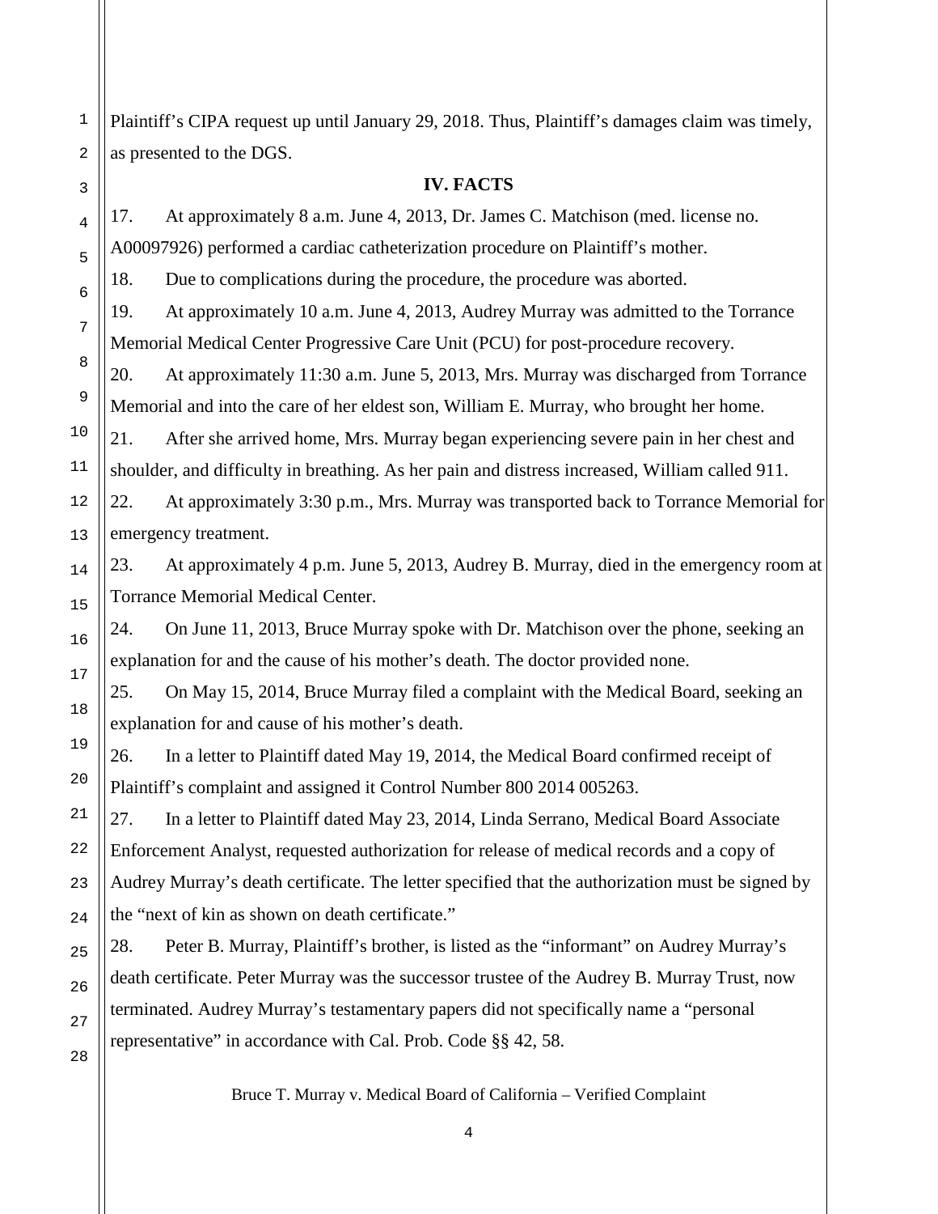Plaintiff's CIPA request up until January 29, 2018. Thus, Plaintiff's damages claim was timely, as presented to the DGS.

## IV. FACTS

17. At approximately 8 a.m. June 4, 2013, Dr. James C. Matchison (med. license no. A00097926) performed a cardiac catheterization procedure on Plaintiff's mother.

18. Due to complications during the procedure, the procedure was aborted.

19. At approximately 10 a.m. June 4, 2013, Audrey Murray was admitted to the Torrance Memorial Medical Center Progressive Care Unit (PCU) for post-procedure recovery.

20. At approximately 11:30 a.m. June 5, 2013, Mrs. Murray was discharged from Torrance Memorial and into the care of her eldest son, William E. Murray, who brought her home.

21. After she arrived home, Mrs. Murray began experiencing severe pain in her chest and shoulder, and difficulty in breathing. As her pain and distress increased, William called 911.

22. At approximately 3:30 p.m., Mrs. Murray was transported back to Torrance Memorial for emergency treatment.

23. At approximately 4 p.m. June 5, 2013, Audrey B. Murray, died in the emergency room at Torrance Memorial Medical Center.

24. On June 11, 2013, Bruce Murray spoke with Dr. Matchison over the phone, seeking an explanation for and the cause of his mother's death. The doctor provided none.

25. On May 15, 2014, Bruce Murray filed a complaint with the Medical Board, seeking an explanation for and cause of his mother's death.

26. In a letter to Plaintiff dated May 19, 2014, the Medical Board confirmed receipt of Plaintiff's complaint and assigned it Control Number 800 2014 005263.

27. In a letter to Plaintiff dated May 23, 2014, Linda Serrano, Medical Board Associate Enforcement Analyst, requested authorization for release of medical records and a copy of Audrey Murray's death certificate. The letter specified that the authorization must be signed by the "next of kin as shown on death certificate."

28. Peter B. Murray, Plaintiff's brother, is listed as the "informant" on Audrey Murray's death certificate. Peter Murray was the successor trustee of the Audrey B. Murray Trust, now terminated. Audrey Murray's testamentary papers did not specifically name a "personal representative" in accordance with Cal. Prob. Code §§ 42, 58.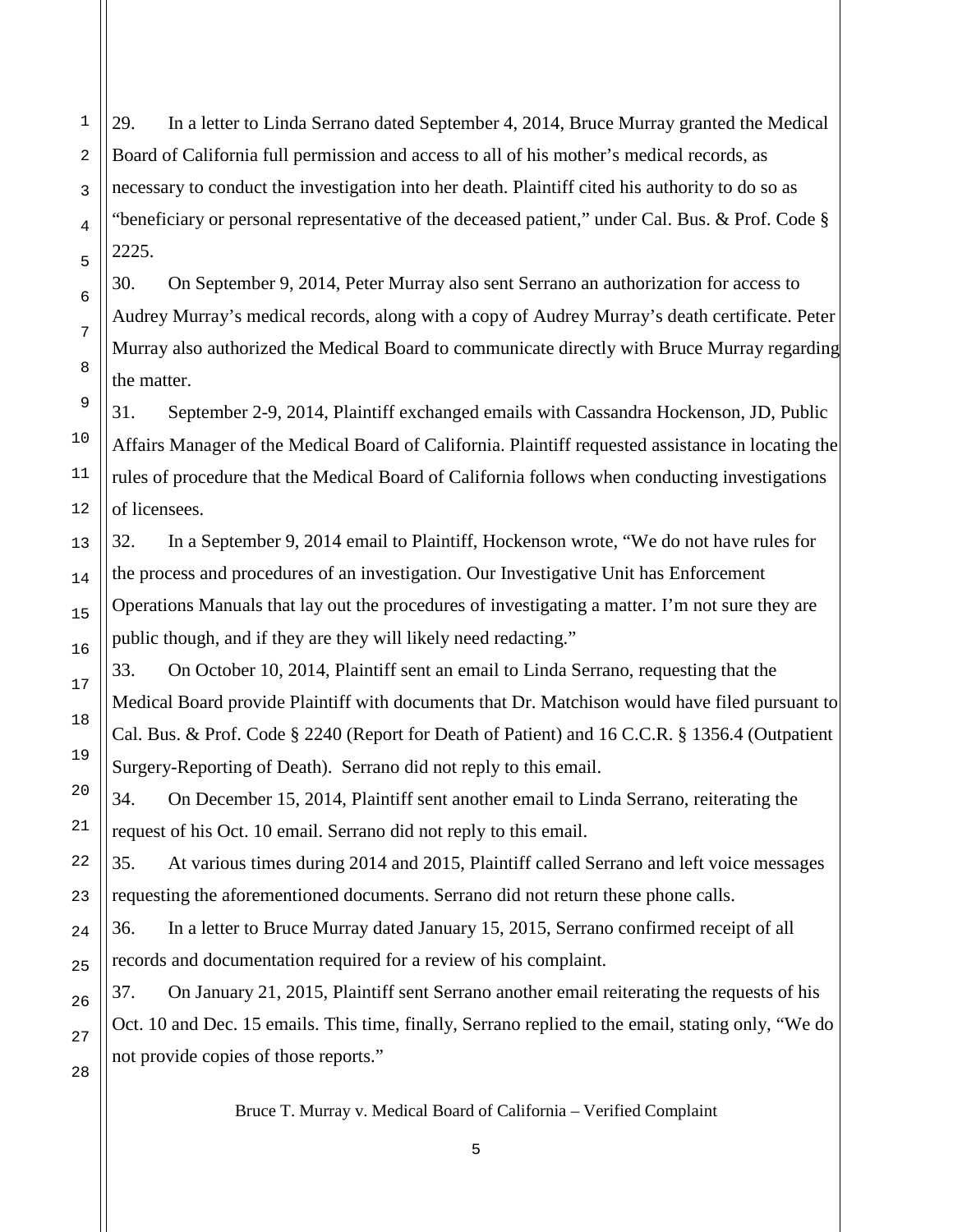29. In a letter to Linda Serrano dated September 4, 2014, Bruce Murray granted the Medical Board of California full permission and access to all of his mother's medical records, as necessary to conduct the investigation into her death. Plaintiff cited his authority to do so as "beneficiary or personal representative of the deceased patient," under Cal. Bus. & Prof. Code § 2225.

30. On September 9, 2014, Peter Murray also sent Serrano an authorization for access to Audrey Murray's medical records, along with a copy of Audrey Murray's death certificate. Peter Murray also authorized the Medical Board to communicate directly with Bruce Murray regarding the matter.

31. September 2-9, 2014, Plaintiff exchanged emails with Cassandra Hockenson, JD, Public Affairs Manager of the Medical Board of California. Plaintiff requested assistance in locating the rules of procedure that the Medical Board of California follows when conducting investigations of licensees.

32. In a September 9, 2014 email to Plaintiff, Hockenson wrote, "We do not have rules for the process and procedures of an investigation. Our Investigative Unit has Enforcement Operations Manuals that lay out the procedures of investigating a matter. I'm not sure they are public though, and if they are they will likely need redacting."

33. On October 10, 2014, Plaintiff sent an email to Linda Serrano, requesting that the Medical Board provide Plaintiff with documents that Dr. Matchison would have filed pursuant to Cal. Bus. & Prof. Code § 2240 (Report for Death of Patient) and 16 C.C.R. § 1356.4 (Outpatient Surgery-Reporting of Death). Serrano did not reply to this email.

34. On December 15, 2014, Plaintiff sent another email to Linda Serrano, reiterating the request of his Oct. 10 email. Serrano did not reply to this email.

35. At various times during 2014 and 2015, Plaintiff called Serrano and left voice messages requesting the aforementioned documents. Serrano did not return these phone calls.

36. In a letter to Bruce Murray dated January 15, 2015, Serrano confirmed receipt of all records and documentation required for a review of his complaint.

37. On January 21, 2015, Plaintiff sent Serrano another email reiterating the requests of his Oct. 10 and Dec. 15 emails. This time, finally, Serrano replied to the email, stating only, "We do not provide copies of those reports."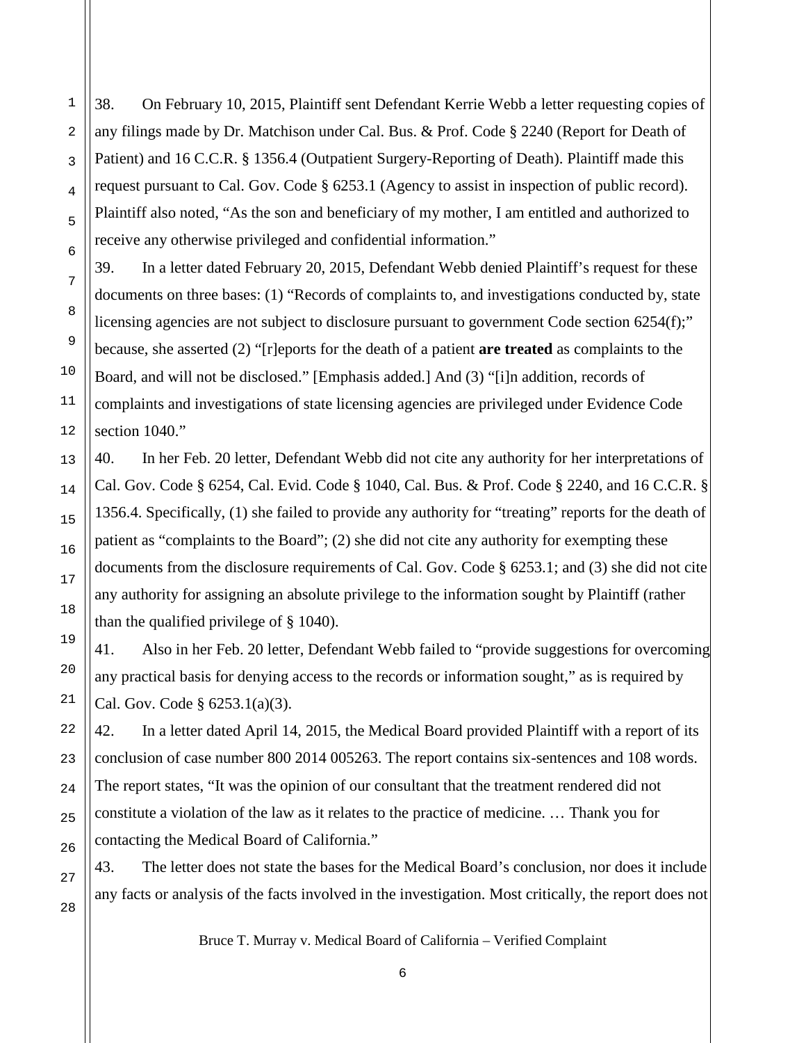38. On February 10, 2015, Plaintiff sent Defendant Kerrie Webb a letter requesting copies of any filings made by Dr. Matchison under Cal. Bus. & Prof. Code § 2240 (Report for Death of Patient) and 16 C.C.R. § 1356.4 (Outpatient Surgery-Reporting of Death). Plaintiff made this request pursuant to Cal. Gov. Code § 6253.1 (Agency to assist in inspection of public record). Plaintiff also noted, "As the son and beneficiary of my mother, I am entitled and authorized to receive any otherwise privileged and confidential information."

39. In a letter dated February 20, 2015, Defendant Webb denied Plaintiff's request for these documents on three bases: (1) "Records of complaints to, and investigations conducted by, state licensing agencies are not subject to disclosure pursuant to government Code section 6254(f);" because, she asserted (2) "[r]eports for the death of a patient **are treated** as complaints to the Board, and will not be disclosed." [Emphasis added.] And (3) "[i]n addition, records of complaints and investigations of state licensing agencies are privileged under Evidence Code section 1040."

40. In her Feb. 20 letter, Defendant Webb did not cite any authority for her interpretations of Cal. Gov. Code § 6254, Cal. Evid. Code § 1040, Cal. Bus. & Prof. Code § 2240, and 16 C.C.R. § 1356.4. Specifically, (1) she failed to provide any authority for "treating" reports for the death of patient as "complaints to the Board"; (2) she did not cite any authority for exempting these documents from the disclosure requirements of Cal. Gov. Code § 6253.1; and (3) she did not cite any authority for assigning an absolute privilege to the information sought by Plaintiff (rather than the qualified privilege of § 1040).

41. Also in her Feb. 20 letter, Defendant Webb failed to "provide suggestions for overcoming any practical basis for denying access to the records or information sought," as is required by Cal. Gov. Code § 6253.1(a)(3).

42. In a letter dated April 14, 2015, the Medical Board provided Plaintiff with a report of its conclusion of case number 800 2014 005263. The report contains six-sentences and 108 words. The report states, "It was the opinion of our consultant that the treatment rendered did not constitute a violation of the law as it relates to the practice of medicine. … Thank you for contacting the Medical Board of California."

43. The letter does not state the bases for the Medical Board's conclusion, nor does it include any facts or analysis of the facts involved in the investigation. Most critically, the report does not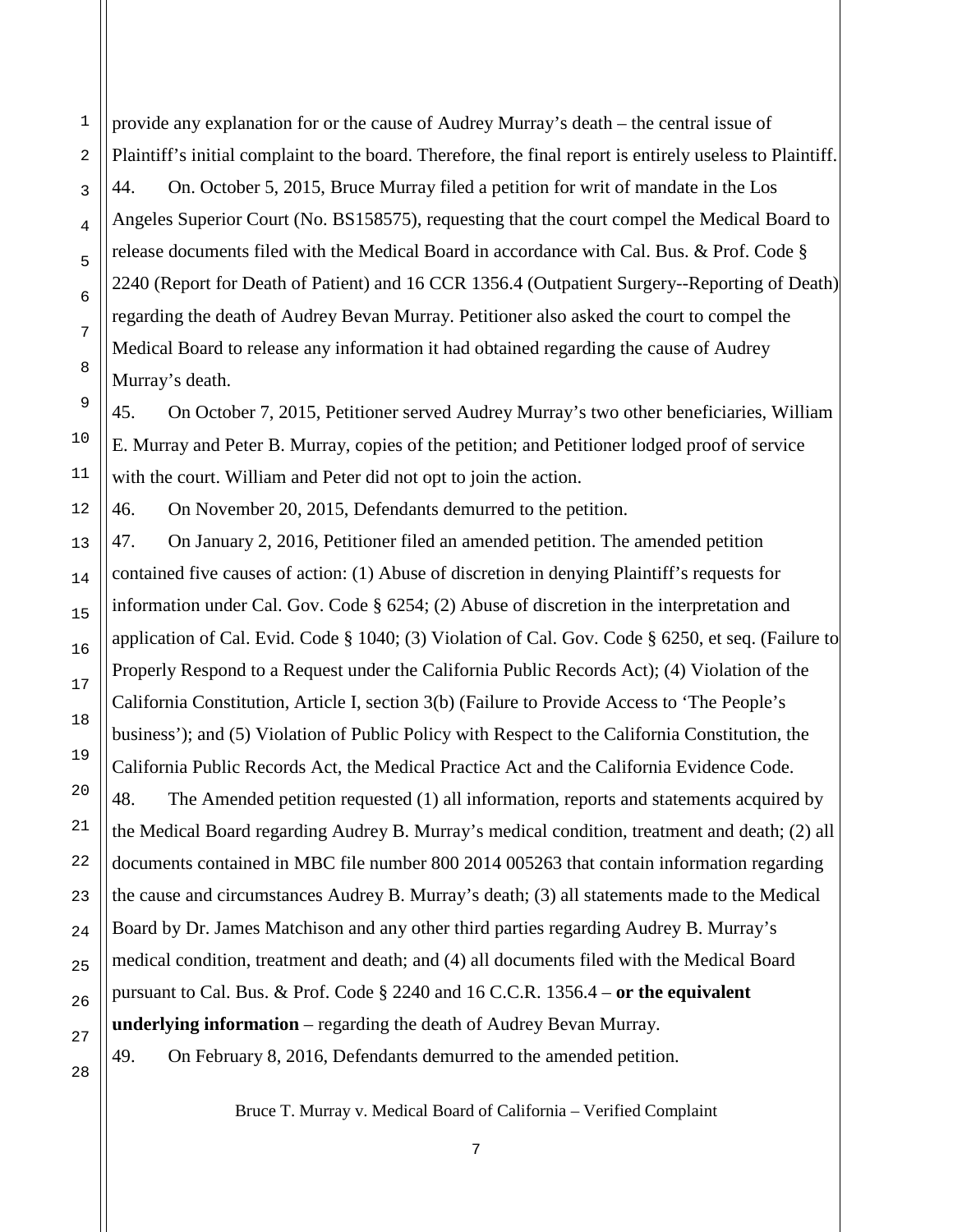provide any explanation for or the cause of Audrey Murray's death – the central issue of Plaintiff's initial complaint to the board. Therefore, the final report is entirely useless to Plaintiff.

44. On. October 5, 2015, Bruce Murray filed a petition for writ of mandate in the Los Angeles Superior Court (No. BS158575), requesting that the court compel the Medical Board to release documents filed with the Medical Board in accordance with Cal. Bus. & Prof. Code § 2240 (Report for Death of Patient) and 16 CCR 1356.4 (Outpatient Surgery--Reporting of Death) regarding the death of Audrey Bevan Murray. Petitioner also asked the court to compel the Medical Board to release any information it had obtained regarding the cause of Audrey Murray's death.

45. On October 7, 2015, Petitioner served Audrey Murray's two other beneficiaries, William E. Murray and Peter B. Murray, copies of the petition; and Petitioner lodged proof of service with the court. William and Peter did not opt to join the action.

46. On November 20, 2015, Defendants demurred to the petition.

47. On January 2, 2016, Petitioner filed an amended petition. The amended petition contained five causes of action: (1) Abuse of discretion in denying Plaintiff's requests for information under Cal. Gov. Code § 6254; (2) Abuse of discretion in the interpretation and application of Cal. Evid. Code § 1040; (3) Violation of Cal. Gov. Code § 6250, et seq. (Failure to Properly Respond to a Request under the California Public Records Act); (4) Violation of the California Constitution, Article I, section 3(b) (Failure to Provide Access to 'The People's business'); and (5) Violation of Public Policy with Respect to the California Constitution, the California Public Records Act, the Medical Practice Act and the California Evidence Code.

48. The Amended petition requested (1) all information, reports and statements acquired by the Medical Board regarding Audrey B. Murray's medical condition, treatment and death; (2) all documents contained in MBC file number 800 2014 005263 that contain information regarding the cause and circumstances Audrey B. Murray's death; (3) all statements made to the Medical Board by Dr. James Matchison and any other third parties regarding Audrey B. Murray's medical condition, treatment and death; and (4) all documents filed with the Medical Board pursuant to Cal. Bus. & Prof. Code § 2240 and 16 C.C.R. 1356.4 – **or the equivalent underlying information** – regarding the death of Audrey Bevan Murray.

49. On February 8, 2016, Defendants demurred to the amended petition.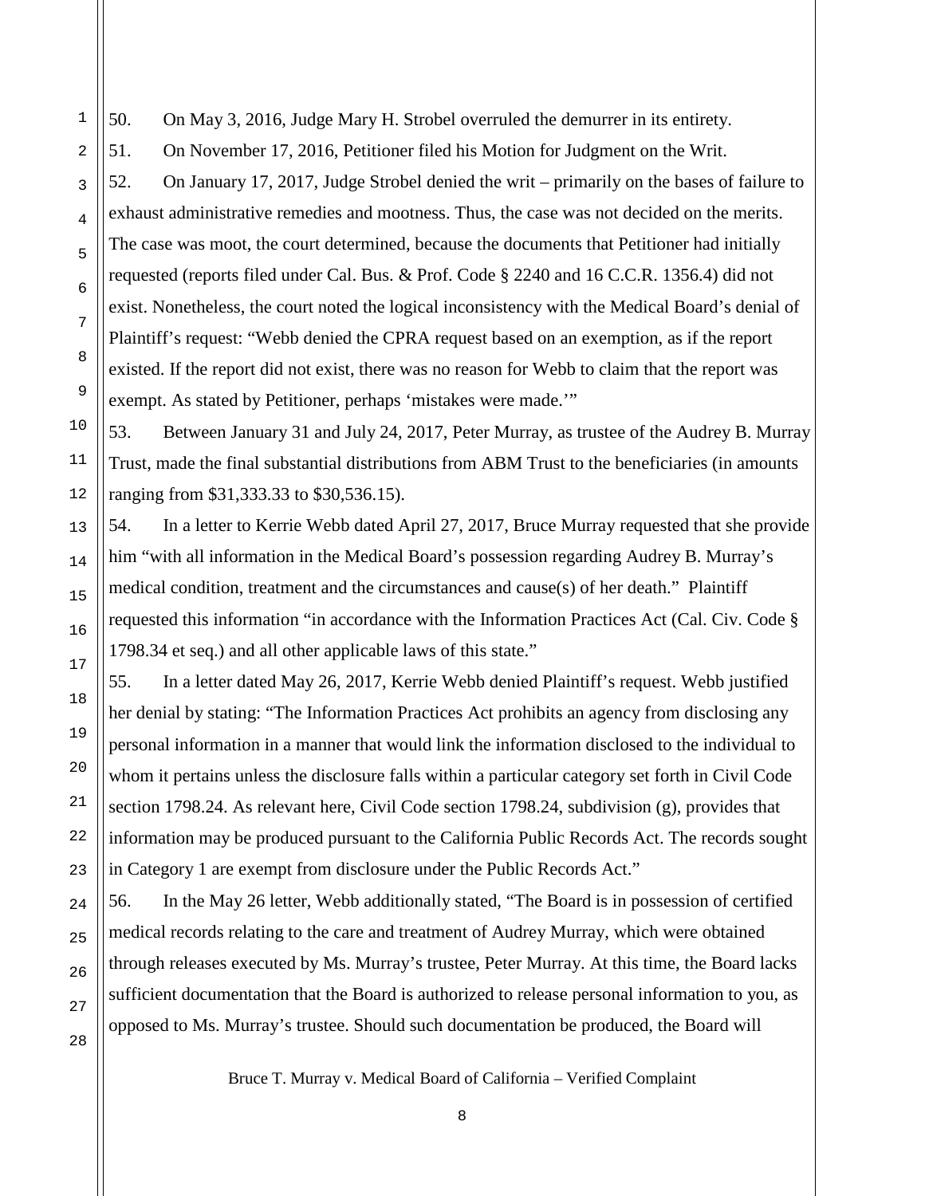50. On May 3, 2016, Judge Mary H. Strobel overruled the demurrer in its entirety.

51. On November 17, 2016, Petitioner filed his Motion for Judgment on the Writ.

52. On January 17, 2017, Judge Strobel denied the writ – primarily on the bases of failure to exhaust administrative remedies and mootness. Thus, the case was not decided on the merits. The case was moot, the court determined, because the documents that Petitioner had initially requested (reports filed under Cal. Bus. & Prof. Code § 2240 and 16 C.C.R. 1356.4) did not exist. Nonetheless, the court noted the logical inconsistency with the Medical Board's denial of Plaintiff's request: "Webb denied the CPRA request based on an exemption, as if the report existed. If the report did not exist, there was no reason for Webb to claim that the report was exempt. As stated by Petitioner, perhaps 'mistakes were made.'"

53. Between January 31 and July 24, 2017, Peter Murray, as trustee of the Audrey B. Murray Trust, made the final substantial distributions from ABM Trust to the beneficiaries (in amounts ranging from $31,333.33 to $30,536.15).

54. In a letter to Kerrie Webb dated April 27, 2017, Bruce Murray requested that she provide him "with all information in the Medical Board's possession regarding Audrey B. Murray's medical condition, treatment and the circumstances and cause(s) of her death." Plaintiff requested this information "in accordance with the Information Practices Act (Cal. Civ. Code § 1798.34 et seq.) and all other applicable laws of this state."

55. In a letter dated May 26, 2017, Kerrie Webb denied Plaintiff's request. Webb justified her denial by stating: "The Information Practices Act prohibits an agency from disclosing any personal information in a manner that would link the information disclosed to the individual to whom it pertains unless the disclosure falls within a particular category set forth in Civil Code section 1798.24. As relevant here, Civil Code section 1798.24, subdivision (g), provides that information may be produced pursuant to the California Public Records Act. The records sought in Category 1 are exempt from disclosure under the Public Records Act."

56. In the May 26 letter, Webb additionally stated, "The Board is in possession of certified medical records relating to the care and treatment of Audrey Murray, which were obtained through releases executed by Ms. Murray's trustee, Peter Murray. At this time, the Board lacks sufficient documentation that the Board is authorized to release personal information to you, as opposed to Ms. Murray's trustee. Should such documentation be produced, the Board will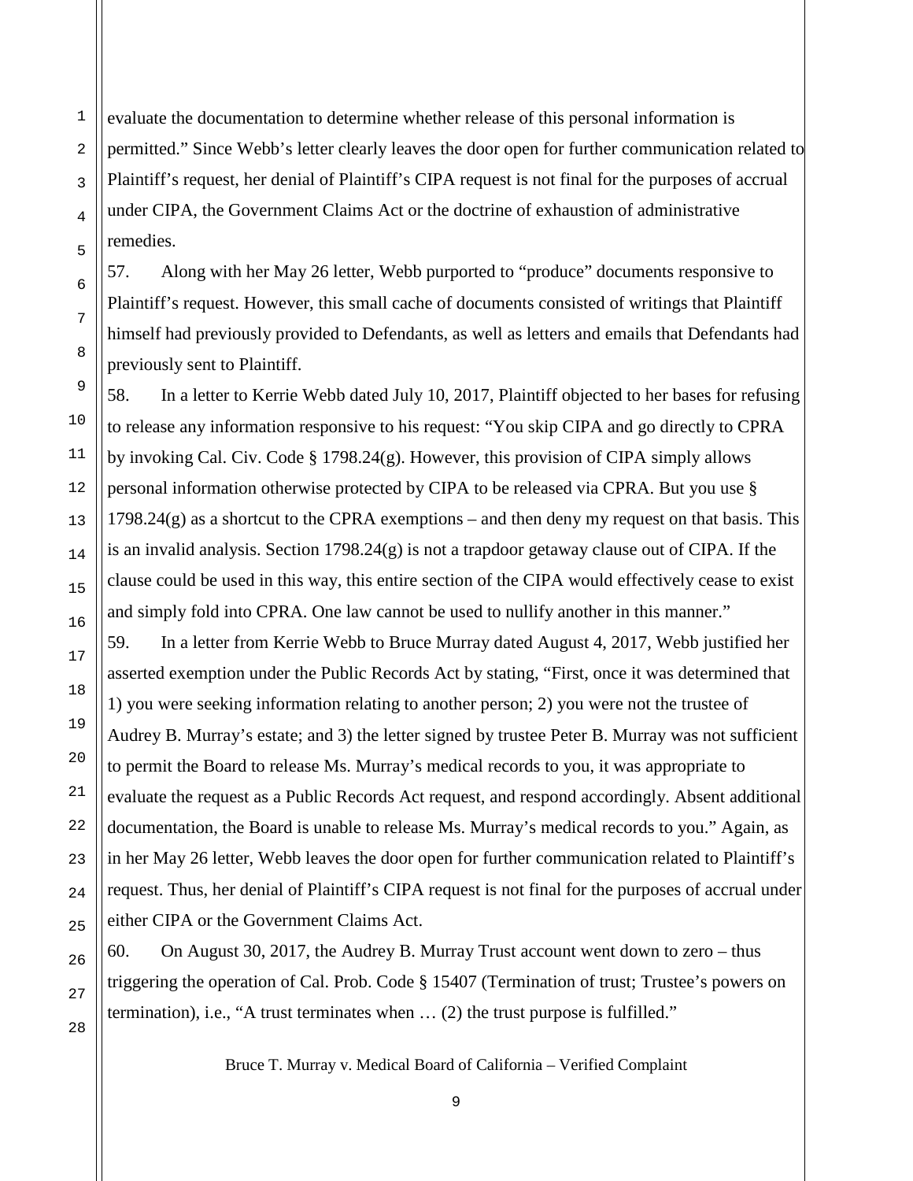evaluate the documentation to determine whether release of this personal information is permitted." Since Webb's letter clearly leaves the door open for further communication related to Plaintiff's request, her denial of Plaintiff's CIPA request is not final for the purposes of accrual under CIPA, the Government Claims Act or the doctrine of exhaustion of administrative remedies.

57. Along with her May 26 letter, Webb purported to "produce" documents responsive to Plaintiff's request. However, this small cache of documents consisted of writings that Plaintiff himself had previously provided to Defendants, as well as letters and emails that Defendants had previously sent to Plaintiff.

58. In a letter to Kerrie Webb dated July 10, 2017, Plaintiff objected to her bases for refusing to release any information responsive to his request: "You skip CIPA and go directly to CPRA by invoking Cal. Civ. Code § 1798.24(g). However, this provision of CIPA simply allows personal information otherwise protected by CIPA to be released via CPRA. But you use § 1798.24(g) as a shortcut to the CPRA exemptions – and then deny my request on that basis. This is an invalid analysis. Section 1798.24(g) is not a trapdoor getaway clause out of CIPA. If the clause could be used in this way, this entire section of the CIPA would effectively cease to exist and simply fold into CPRA. One law cannot be used to nullify another in this manner."

59. In a letter from Kerrie Webb to Bruce Murray dated August 4, 2017, Webb justified her asserted exemption under the Public Records Act by stating, "First, once it was determined that 1) you were seeking information relating to another person; 2) you were not the trustee of Audrey B. Murray's estate; and 3) the letter signed by trustee Peter B. Murray was not sufficient to permit the Board to release Ms. Murray's medical records to you, it was appropriate to evaluate the request as a Public Records Act request, and respond accordingly. Absent additional documentation, the Board is unable to release Ms. Murray's medical records to you." Again, as in her May 26 letter, Webb leaves the door open for further communication related to Plaintiff's request. Thus, her denial of Plaintiff's CIPA request is not final for the purposes of accrual under either CIPA or the Government Claims Act.

60. On August 30, 2017, the Audrey B. Murray Trust account went down to zero – thus triggering the operation of Cal. Prob. Code § 15407 (Termination of trust; Trustee's powers on termination), i.e., "A trust terminates when … (2) the trust purpose is fulfilled."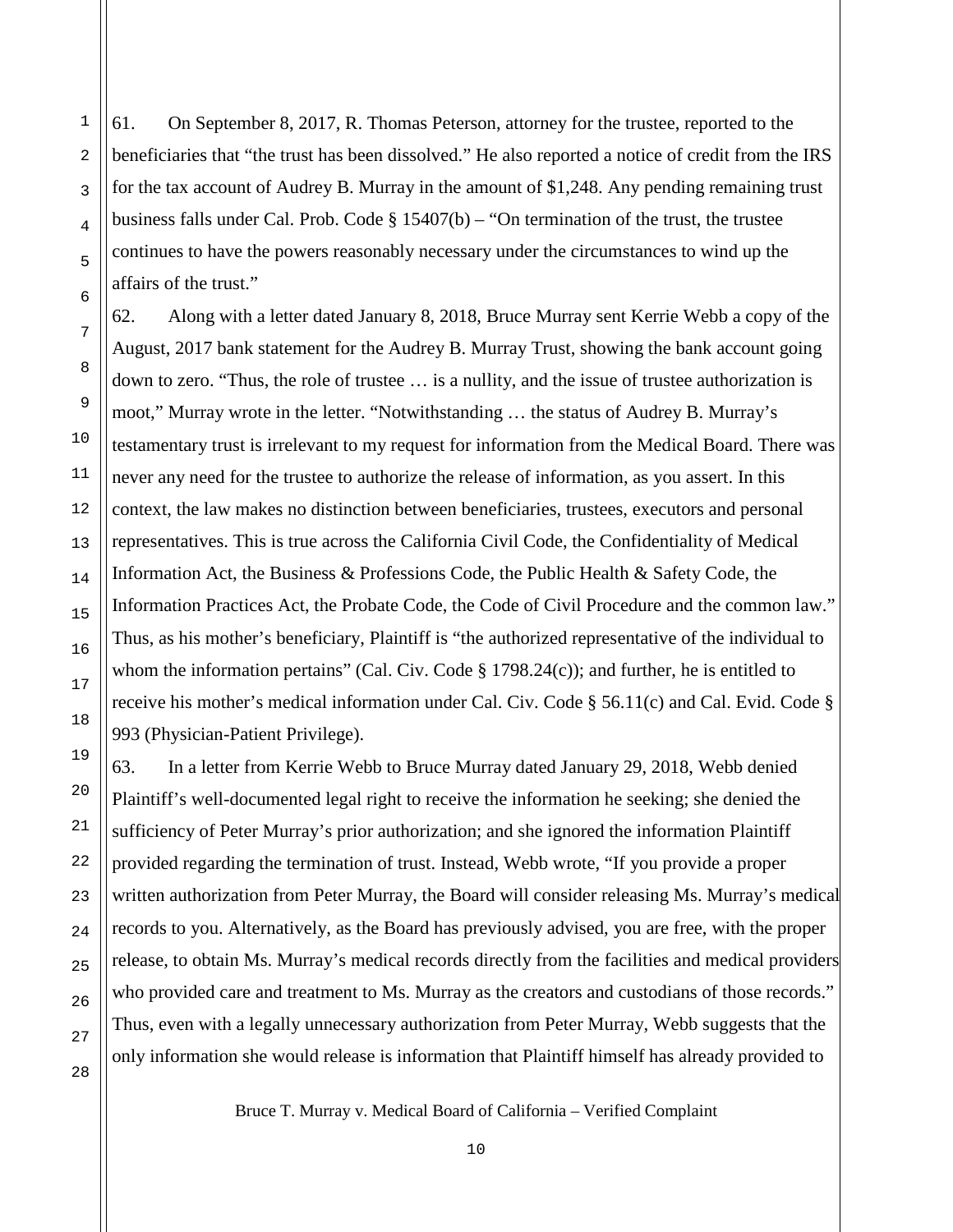61. On September 8, 2017, R. Thomas Peterson, attorney for the trustee, reported to the beneficiaries that "the trust has been dissolved." He also reported a notice of credit from the IRS for the tax account of Audrey B. Murray in the amount of $1,248. Any pending remaining trust business falls under Cal. Prob. Code § 15407(b) – "On termination of the trust, the trustee continues to have the powers reasonably necessary under the circumstances to wind up the affairs of the trust."

62. Along with a letter dated January 8, 2018, Bruce Murray sent Kerrie Webb a copy of the August, 2017 bank statement for the Audrey B. Murray Trust, showing the bank account going down to zero. "Thus, the role of trustee … is a nullity, and the issue of trustee authorization is moot," Murray wrote in the letter. "Notwithstanding … the status of Audrey B. Murray's testamentary trust is irrelevant to my request for information from the Medical Board. There was never any need for the trustee to authorize the release of information, as you assert. In this context, the law makes no distinction between beneficiaries, trustees, executors and personal representatives. This is true across the California Civil Code, the Confidentiality of Medical Information Act, the Business & Professions Code, the Public Health & Safety Code, the Information Practices Act, the Probate Code, the Code of Civil Procedure and the common law." Thus, as his mother's beneficiary, Plaintiff is "the authorized representative of the individual to whom the information pertains" (Cal. Civ. Code § 1798.24(c)); and further, he is entitled to receive his mother's medical information under Cal. Civ. Code § 56.11(c) and Cal. Evid. Code § 993 (Physician-Patient Privilege).

63. In a letter from Kerrie Webb to Bruce Murray dated January 29, 2018, Webb denied Plaintiff's well-documented legal right to receive the information he seeking; she denied the sufficiency of Peter Murray's prior authorization; and she ignored the information Plaintiff provided regarding the termination of trust. Instead, Webb wrote, "If you provide a proper written authorization from Peter Murray, the Board will consider releasing Ms. Murray's medical records to you. Alternatively, as the Board has previously advised, you are free, with the proper release, to obtain Ms. Murray's medical records directly from the facilities and medical providers who provided care and treatment to Ms. Murray as the creators and custodians of those records." Thus, even with a legally unnecessary authorization from Peter Murray, Webb suggests that the only information she would release is information that Plaintiff himself has already provided to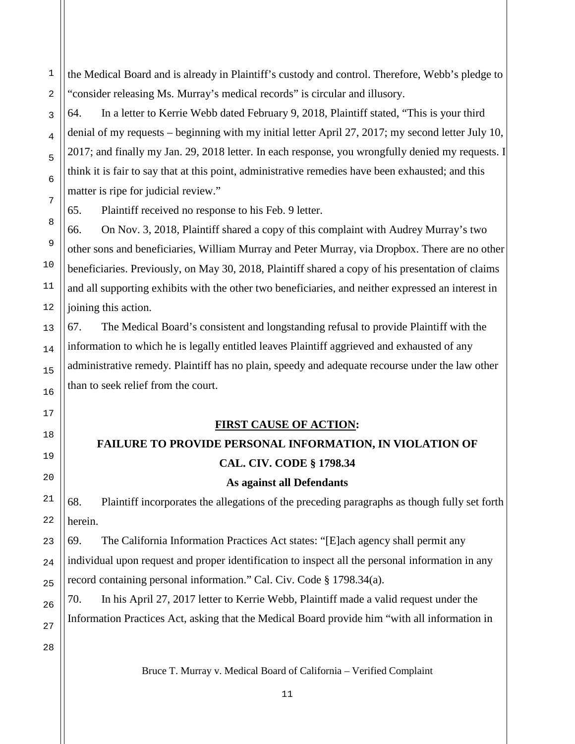the Medical Board and is already in Plaintiff's custody and control. Therefore, Webb's pledge to "consider releasing Ms. Murray's medical records" is circular and illusory.

64. In a letter to Kerrie Webb dated February 9, 2018, Plaintiff stated, "This is your third denial of my requests – beginning with my initial letter April 27, 2017; my second letter July 10, 2017; and finally my Jan. 29, 2018 letter. In each response, you wrongfully denied my requests. I think it is fair to say that at this point, administrative remedies have been exhausted; and this matter is ripe for judicial review."

65. Plaintiff received no response to his Feb. 9 letter.

66. On Nov. 3, 2018, Plaintiff shared a copy of this complaint with Audrey Murray's two other sons and beneficiaries, William Murray and Peter Murray, via Dropbox. There are no other beneficiaries. Previously, on May 30, 2018, Plaintiff shared a copy of his presentation of claims and all supporting exhibits with the other two beneficiaries, and neither expressed an interest in joining this action.

67. The Medical Board's consistent and longstanding refusal to provide Plaintiff with the information to which he is legally entitled leaves Plaintiff aggrieved and exhausted of any administrative remedy. Plaintiff has no plain, speedy and adequate recourse under the law other than to seek relief from the court.

## **FIRST CAUSE OF ACTION:**

## **FAILURE TO PROVIDE PERSONAL INFORMATION, IN VIOLATION OF CAL. CIV. CODE § 1798.34**

**As against all Defendants**

68. Plaintiff incorporates the allegations of the preceding paragraphs as though fully set forth herein.

69. The California Information Practices Act states: "[E]ach agency shall permit any individual upon request and proper identification to inspect all the personal information in any record containing personal information." Cal. Civ. Code § 1798.34(a).

70. In his April 27, 2017 letter to Kerrie Webb, Plaintiff made a valid request under the Information Practices Act, asking that the Medical Board provide him "with all information in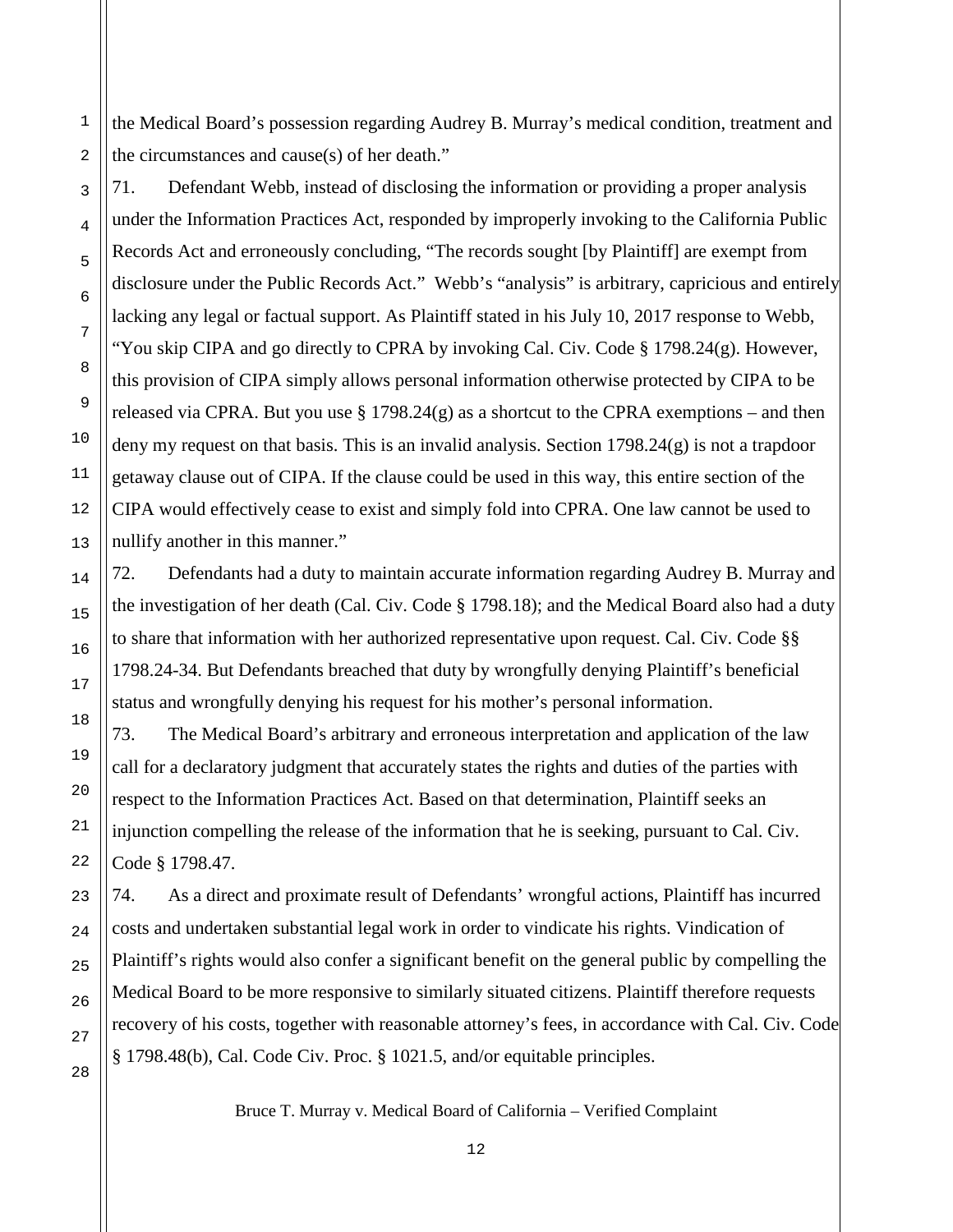the Medical Board's possession regarding Audrey B. Murray's medical condition, treatment and the circumstances and cause(s) of her death."

71. Defendant Webb, instead of disclosing the information or providing a proper analysis under the Information Practices Act, responded by improperly invoking to the California Public Records Act and erroneously concluding, "The records sought [by Plaintiff] are exempt from disclosure under the Public Records Act." Webb's "analysis" is arbitrary, capricious and entirely lacking any legal or factual support. As Plaintiff stated in his July 10, 2017 response to Webb, "You skip CIPA and go directly to CPRA by invoking Cal. Civ. Code § 1798.24(g). However, this provision of CIPA simply allows personal information otherwise protected by CIPA to be released via CPRA. But you use § 1798.24(g) as a shortcut to the CPRA exemptions – and then deny my request on that basis. This is an invalid analysis. Section 1798.24(g) is not a trapdoor getaway clause out of CIPA. If the clause could be used in this way, this entire section of the CIPA would effectively cease to exist and simply fold into CPRA. One law cannot be used to nullify another in this manner."

72. Defendants had a duty to maintain accurate information regarding Audrey B. Murray and the investigation of her death (Cal. Civ. Code § 1798.18); and the Medical Board also had a duty to share that information with her authorized representative upon request. Cal. Civ. Code §§ 1798.24-34. But Defendants breached that duty by wrongfully denying Plaintiff's beneficial status and wrongfully denying his request for his mother's personal information.

73. The Medical Board's arbitrary and erroneous interpretation and application of the law call for a declaratory judgment that accurately states the rights and duties of the parties with respect to the Information Practices Act. Based on that determination, Plaintiff seeks an injunction compelling the release of the information that he is seeking, pursuant to Cal. Civ. Code § 1798.47.

74. As a direct and proximate result of Defendants' wrongful actions, Plaintiff has incurred costs and undertaken substantial legal work in order to vindicate his rights. Vindication of Plaintiff's rights would also confer a significant benefit on the general public by compelling the Medical Board to be more responsive to similarly situated citizens. Plaintiff therefore requests recovery of his costs, together with reasonable attorney's fees, in accordance with Cal. Civ. Code § 1798.48(b), Cal. Code Civ. Proc. § 1021.5, and/or equitable principles.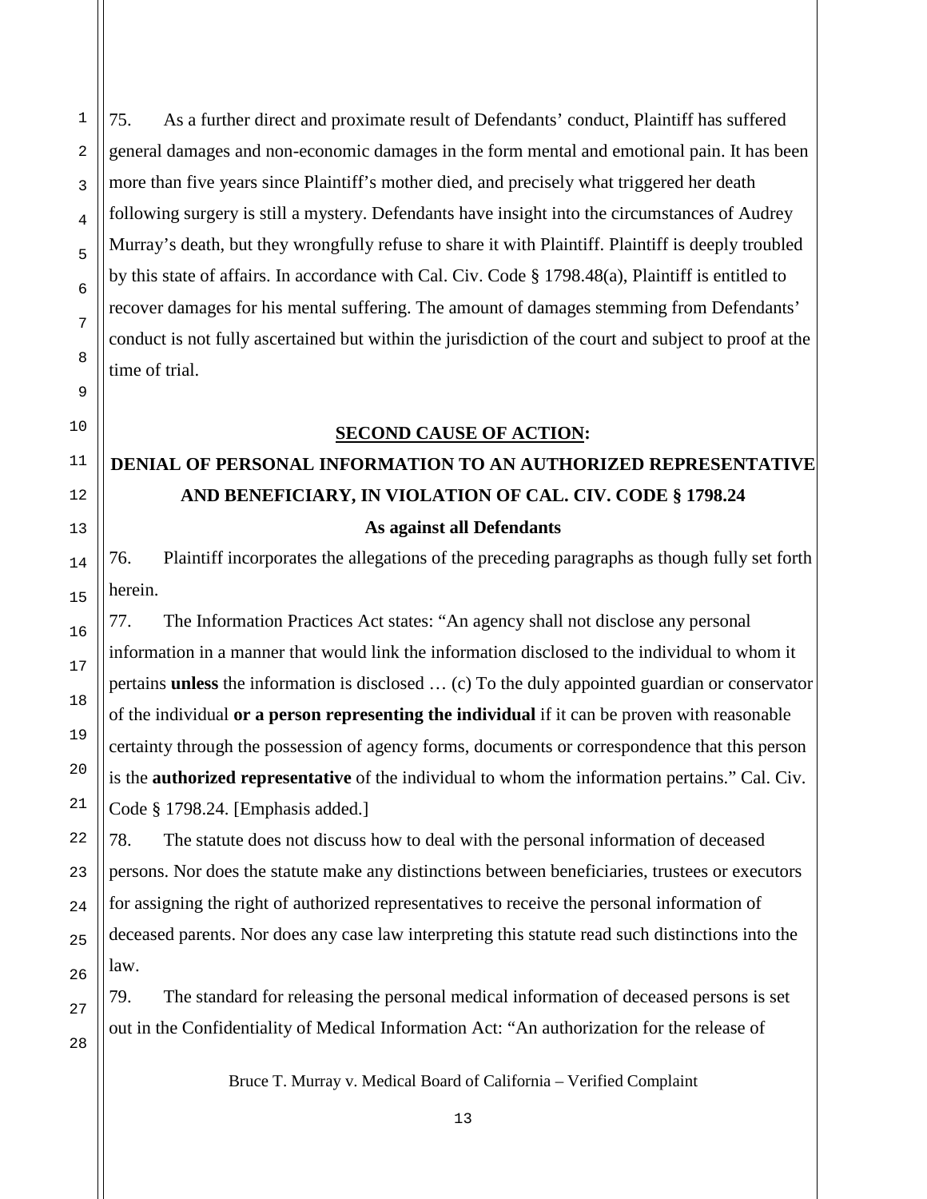75. As a further direct and proximate result of Defendants' conduct, Plaintiff has suffered general damages and non-economic damages in the form mental and emotional pain. It has been more than five years since Plaintiff's mother died, and precisely what triggered her death following surgery is still a mystery. Defendants have insight into the circumstances of Audrey Murray's death, but they wrongfully refuse to share it with Plaintiff. Plaintiff is deeply troubled by this state of affairs. In accordance with Cal. Civ. Code § 1798.48(a), Plaintiff is entitled to recover damages for his mental suffering. The amount of damages stemming from Defendants' conduct is not fully ascertained but within the jurisdiction of the court and subject to proof at the time of trial.

**<u>SECOND CAUSE OF ACTION</u>:**

**DENIAL OF PERSONAL INFORMATION TO AN AUTHORIZED REPRESENTATIVE AND BENEFICIARY, IN VIOLATION OF CAL. CIV. CODE § 1798.24**

**As against all Defendants**

76. Plaintiff incorporates the allegations of the preceding paragraphs as though fully set forth herein.

77. The Information Practices Act states: "An agency shall not disclose any personal information in a manner that would link the information disclosed to the individual to whom it pertains **unless** the information is disclosed … (c) To the duly appointed guardian or conservator of the individual **or a person representing the individual** if it can be proven with reasonable certainty through the possession of agency forms, documents or correspondence that this person is the **authorized representative** of the individual to whom the information pertains." Cal. Civ. Code § 1798.24. [Emphasis added.]

78. The statute does not discuss how to deal with the personal information of deceased persons. Nor does the statute make any distinctions between beneficiaries, trustees or executors for assigning the right of authorized representatives to receive the personal information of deceased parents. Nor does any case law interpreting this statute read such distinctions into the law.

79. The standard for releasing the personal medical information of deceased persons is set out in the Confidentiality of Medical Information Act: "An authorization for the release of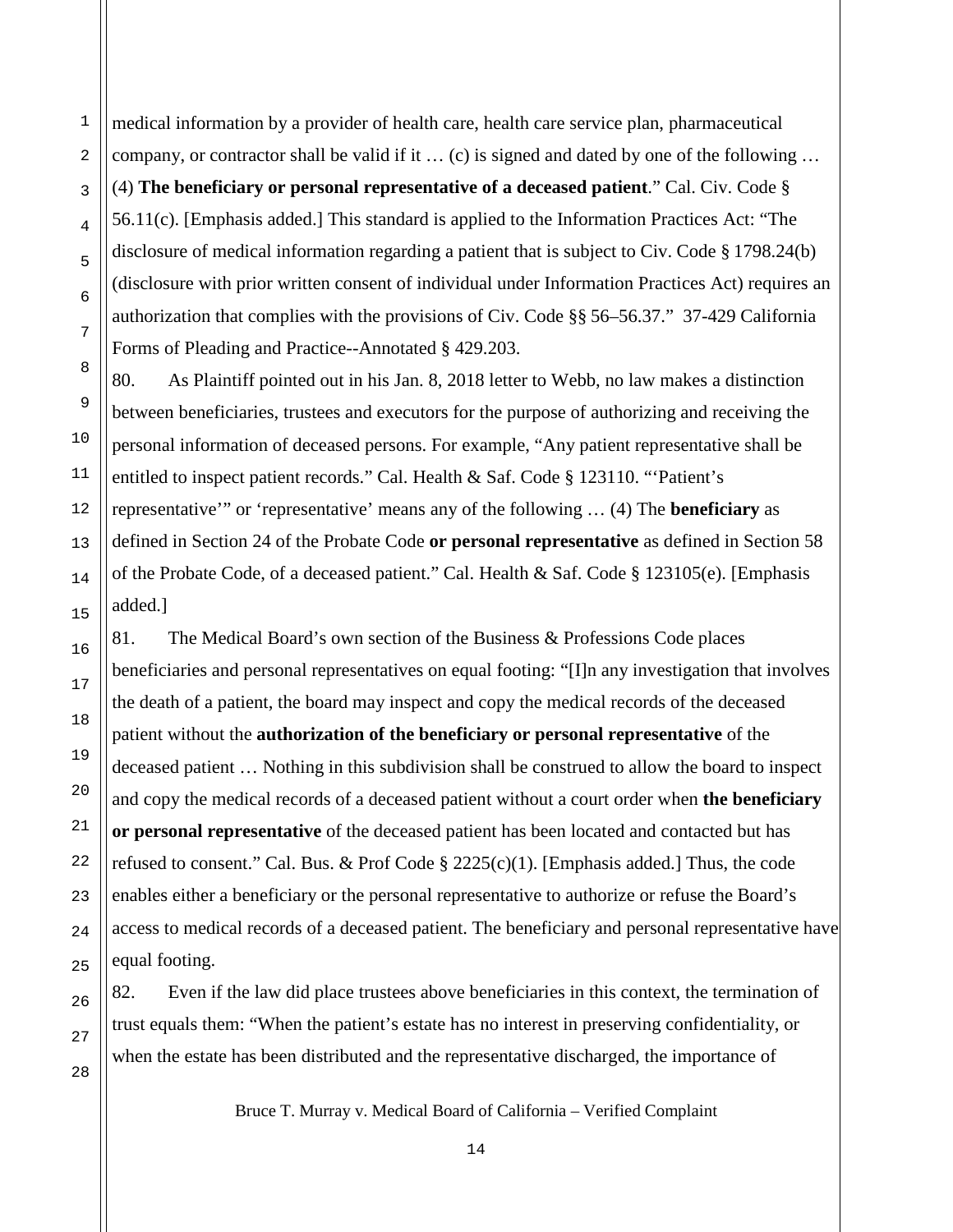medical information by a provider of health care, health care service plan, pharmaceutical company, or contractor shall be valid if it … (c) is signed and dated by one of the following … (4) **The beneficiary or personal representative of a deceased patient**." Cal. Civ. Code § 56.11(c). [Emphasis added.] This standard is applied to the Information Practices Act: "The disclosure of medical information regarding a patient that is subject to Civ. Code § 1798.24(b) (disclosure with prior written consent of individual under Information Practices Act) requires an authorization that complies with the provisions of Civ. Code §§ 56–56.37." 37-429 California Forms of Pleading and Practice--Annotated § 429.203.

80. As Plaintiff pointed out in his Jan. 8, 2018 letter to Webb, no law makes a distinction between beneficiaries, trustees and executors for the purpose of authorizing and receiving the personal information of deceased persons. For example, "Any patient representative shall be entitled to inspect patient records." Cal. Health & Saf. Code § 123110. "'Patient's representative'" or 'representative' means any of the following … (4) The **beneficiary** as defined in Section 24 of the Probate Code **or personal representative** as defined in Section 58 of the Probate Code, of a deceased patient." Cal. Health & Saf. Code § 123105(e). [Emphasis added.]

81. The Medical Board's own section of the Business & Professions Code places beneficiaries and personal representatives on equal footing: "[I]n any investigation that involves the death of a patient, the board may inspect and copy the medical records of the deceased patient without the **authorization of the beneficiary or personal representative** of the deceased patient … Nothing in this subdivision shall be construed to allow the board to inspect and copy the medical records of a deceased patient without a court order when **the beneficiary or personal representative** of the deceased patient has been located and contacted but has refused to consent." Cal. Bus. & Prof Code § 2225(c)(1). [Emphasis added.] Thus, the code enables either a beneficiary or the personal representative to authorize or refuse the Board's access to medical records of a deceased patient. The beneficiary and personal representative have equal footing.

82. Even if the law did place trustees above beneficiaries in this context, the termination of trust equals them: "When the patient's estate has no interest in preserving confidentiality, or when the estate has been distributed and the representative discharged, the importance of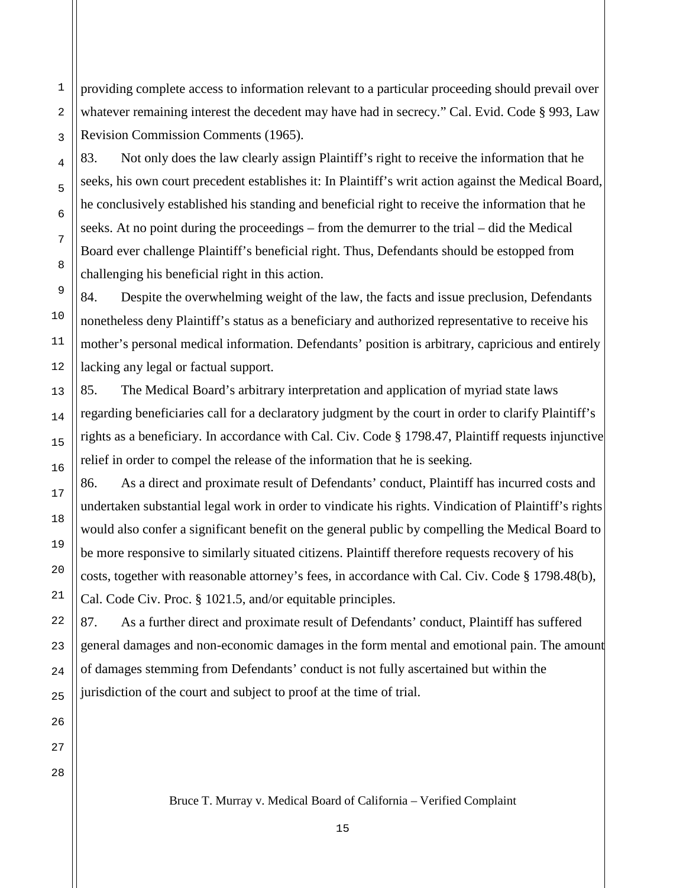providing complete access to information relevant to a particular proceeding should prevail over whatever remaining interest the decedent may have had in secrecy." Cal. Evid. Code § 993, Law Revision Commission Comments (1965).

83. Not only does the law clearly assign Plaintiff's right to receive the information that he seeks, his own court precedent establishes it: In Plaintiff's writ action against the Medical Board, he conclusively established his standing and beneficial right to receive the information that he seeks. At no point during the proceedings – from the demurrer to the trial – did the Medical Board ever challenge Plaintiff's beneficial right. Thus, Defendants should be estopped from challenging his beneficial right in this action.

84. Despite the overwhelming weight of the law, the facts and issue preclusion, Defendants nonetheless deny Plaintiff's status as a beneficiary and authorized representative to receive his mother's personal medical information. Defendants' position is arbitrary, capricious and entirely lacking any legal or factual support.

85. The Medical Board's arbitrary interpretation and application of myriad state laws regarding beneficiaries call for a declaratory judgment by the court in order to clarify Plaintiff's rights as a beneficiary. In accordance with Cal. Civ. Code § 1798.47, Plaintiff requests injunctive relief in order to compel the release of the information that he is seeking.

86. As a direct and proximate result of Defendants' conduct, Plaintiff has incurred costs and undertaken substantial legal work in order to vindicate his rights. Vindication of Plaintiff's rights would also confer a significant benefit on the general public by compelling the Medical Board to be more responsive to similarly situated citizens. Plaintiff therefore requests recovery of his costs, together with reasonable attorney's fees, in accordance with Cal. Civ. Code § 1798.48(b), Cal. Code Civ. Proc. § 1021.5, and/or equitable principles.

87. As a further direct and proximate result of Defendants' conduct, Plaintiff has suffered general damages and non-economic damages in the form mental and emotional pain. The amount of damages stemming from Defendants' conduct is not fully ascertained but within the jurisdiction of the court and subject to proof at the time of trial.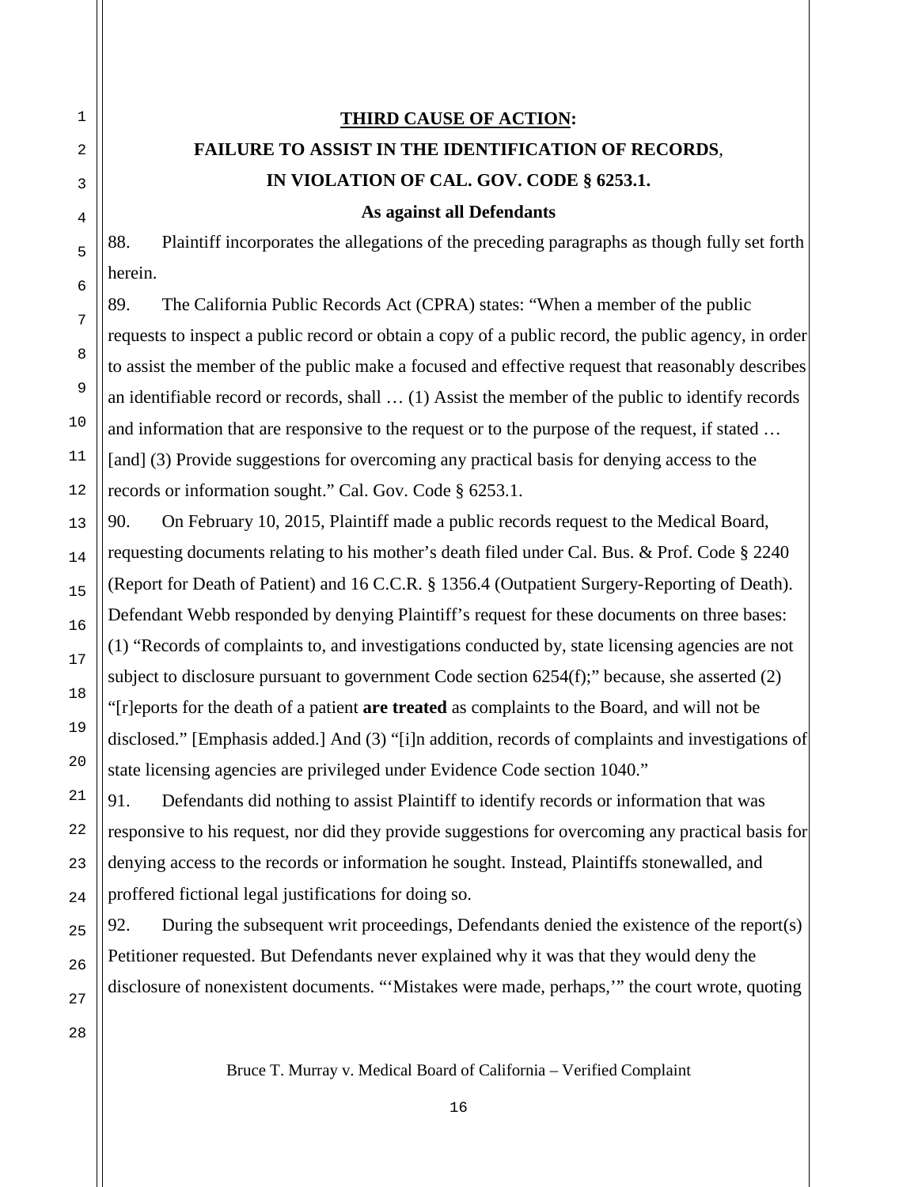**THIRD CAUSE OF ACTION:**

**FAILURE TO ASSIST IN THE IDENTIFICATION OF RECORDS,**

**IN VIOLATION OF CAL. GOV. CODE § 6253.1.**

**As against all Defendants**

88. Plaintiff incorporates the allegations of the preceding paragraphs as though fully set forth herein.

89. The California Public Records Act (CPRA) states: "When a member of the public requests to inspect a public record or obtain a copy of a public record, the public agency, in order to assist the member of the public make a focused and effective request that reasonably describes an identifiable record or records, shall … (1) Assist the member of the public to identify records and information that are responsive to the request or to the purpose of the request, if stated … [and] (3) Provide suggestions for overcoming any practical basis for denying access to the records or information sought." Cal. Gov. Code § 6253.1.

90. On February 10, 2015, Plaintiff made a public records request to the Medical Board, requesting documents relating to his mother's death filed under Cal. Bus. & Prof. Code § 2240 (Report for Death of Patient) and 16 C.C.R. § 1356.4 (Outpatient Surgery-Reporting of Death). Defendant Webb responded by denying Plaintiff's request for these documents on three bases: (1) "Records of complaints to, and investigations conducted by, state licensing agencies are not subject to disclosure pursuant to government Code section 6254(f);" because, she asserted (2) "[r]eports for the death of a patient **are treated** as complaints to the Board, and will not be disclosed." [Emphasis added.] And (3) "[i]n addition, records of complaints and investigations of state licensing agencies are privileged under Evidence Code section 1040."

91. Defendants did nothing to assist Plaintiff to identify records or information that was responsive to his request, nor did they provide suggestions for overcoming any practical basis for denying access to the records or information he sought. Instead, Plaintiffs stonewalled, and proffered fictional legal justifications for doing so.

92. During the subsequent writ proceedings, Defendants denied the existence of the report(s) Petitioner requested. But Defendants never explained why it was that they would deny the disclosure of nonexistent documents. "'Mistakes were made, perhaps,'" the court wrote, quoting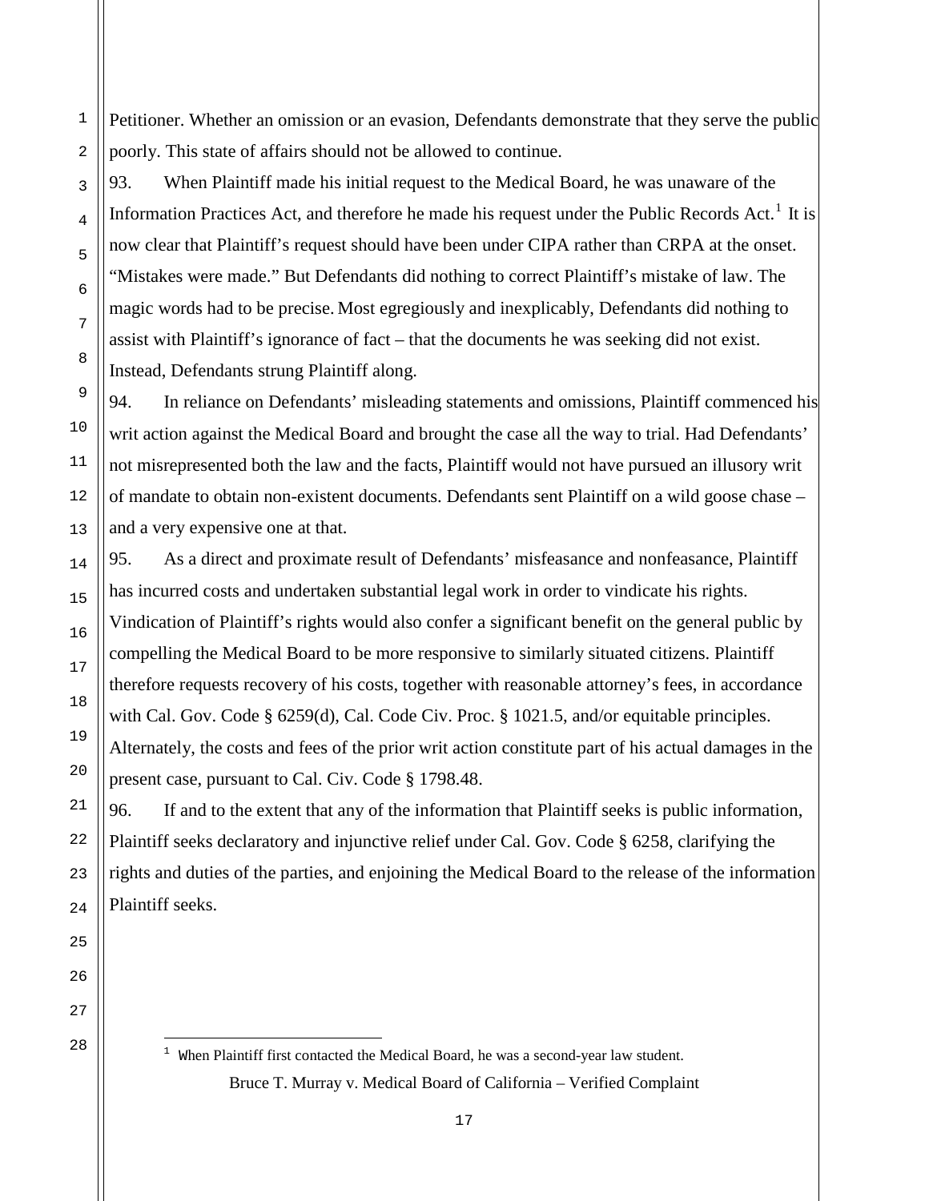Petitioner. Whether an omission or an evasion, Defendants demonstrate that they serve the public poorly. This state of affairs should not be allowed to continue.

93. When Plaintiff made his initial request to the Medical Board, he was unaware of the Information Practices Act, and therefore he made his request under the Public Records Act.[1] It is now clear that Plaintiff's request should have been under CIPA rather than CRPA at the onset. "Mistakes were made." But Defendants did nothing to correct Plaintiff's mistake of law. The magic words had to be precise. Most egregiously and inexplicably, Defendants did nothing to assist with Plaintiff's ignorance of fact – that the documents he was seeking did not exist. Instead, Defendants strung Plaintiff along.

94. In reliance on Defendants' misleading statements and omissions, Plaintiff commenced his writ action against the Medical Board and brought the case all the way to trial. Had Defendants' not misrepresented both the law and the facts, Plaintiff would not have pursued an illusory writ of mandate to obtain non-existent documents. Defendants sent Plaintiff on a wild goose chase – and a very expensive one at that.

95. As a direct and proximate result of Defendants' misfeasance and nonfeasance, Plaintiff has incurred costs and undertaken substantial legal work in order to vindicate his rights. Vindication of Plaintiff's rights would also confer a significant benefit on the general public by compelling the Medical Board to be more responsive to similarly situated citizens. Plaintiff therefore requests recovery of his costs, together with reasonable attorney's fees, in accordance with Cal. Gov. Code § 6259(d), Cal. Code Civ. Proc. § 1021.5, and/or equitable principles. Alternately, the costs and fees of the prior writ action constitute part of his actual damages in the present case, pursuant to Cal. Civ. Code § 1798.48.

96. If and to the extent that any of the information that Plaintiff seeks is public information, Plaintiff seeks declaratory and injunctive relief under Cal. Gov. Code § 6258, clarifying the rights and duties of the parties, and enjoining the Medical Board to the release of the information Plaintiff seeks.

---

[1] When Plaintiff first contacted the Medical Board, he was a second-year law student.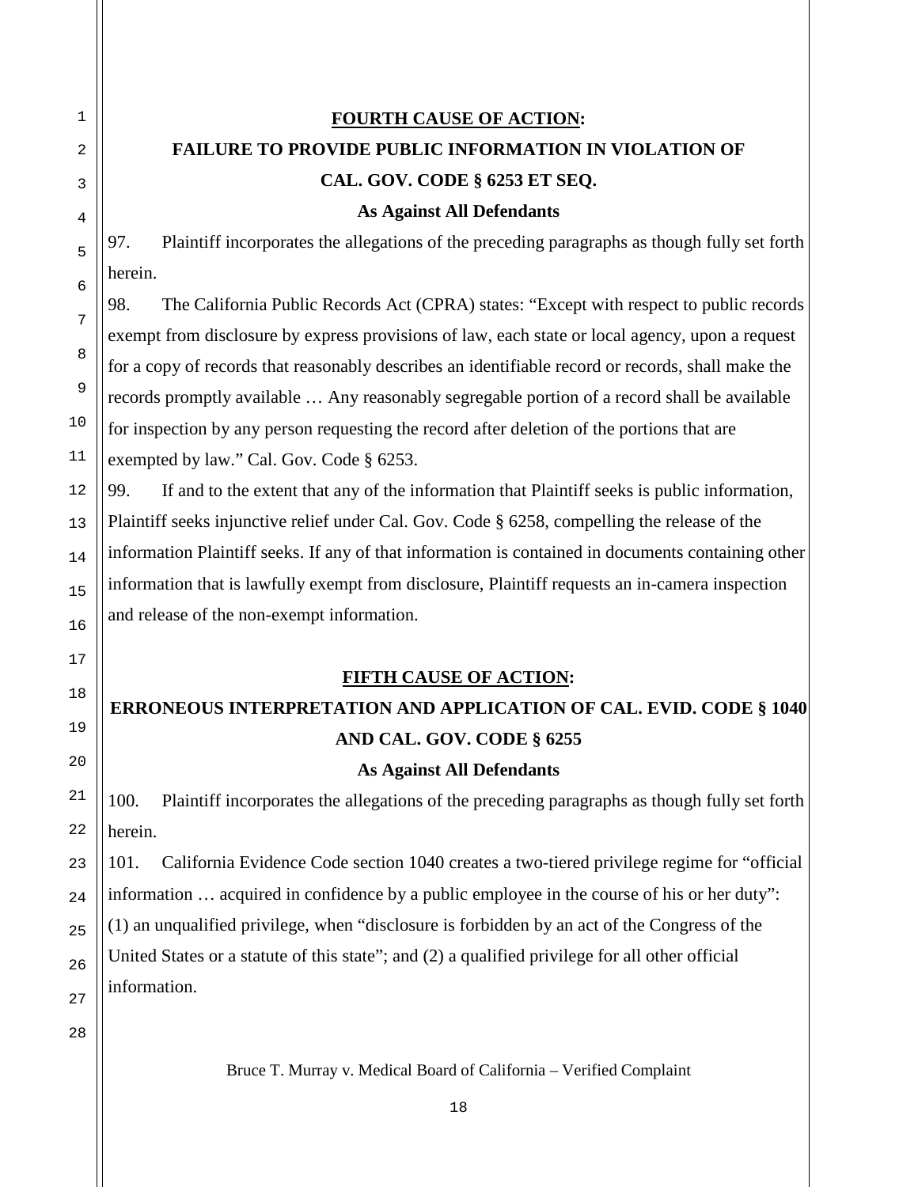**<u>FOURTH CAUSE OF ACTION</u>:**

**FAILURE TO PROVIDE PUBLIC INFORMATION IN VIOLATION OF CAL. GOV. CODE § 6253 ET SEQ.**

**As Against All Defendants**

97. Plaintiff incorporates the allegations of the preceding paragraphs as though fully set forth herein.

98. The California Public Records Act (CPRA) states: "Except with respect to public records exempt from disclosure by express provisions of law, each state or local agency, upon a request for a copy of records that reasonably describes an identifiable record or records, shall make the records promptly available … Any reasonably segregable portion of a record shall be available for inspection by any person requesting the record after deletion of the portions that are exempted by law." Cal. Gov. Code § 6253.

99. If and to the extent that any of the information that Plaintiff seeks is public information, Plaintiff seeks injunctive relief under Cal. Gov. Code § 6258, compelling the release of the information Plaintiff seeks. If any of that information is contained in documents containing other information that is lawfully exempt from disclosure, Plaintiff requests an in-camera inspection and release of the non-exempt information.

**<u>FIFTH CAUSE OF ACTION</u>:**

**ERRONEOUS INTERPRETATION AND APPLICATION OF CAL. EVID. CODE § 1040 AND CAL. GOV. CODE § 6255**

**As Against All Defendants**

100. Plaintiff incorporates the allegations of the preceding paragraphs as though fully set forth herein.

101. California Evidence Code section 1040 creates a two-tiered privilege regime for "official information … acquired in confidence by a public employee in the course of his or her duty": (1) an unqualified privilege, when "disclosure is forbidden by an act of the Congress of the United States or a statute of this state"; and (2) a qualified privilege for all other official information.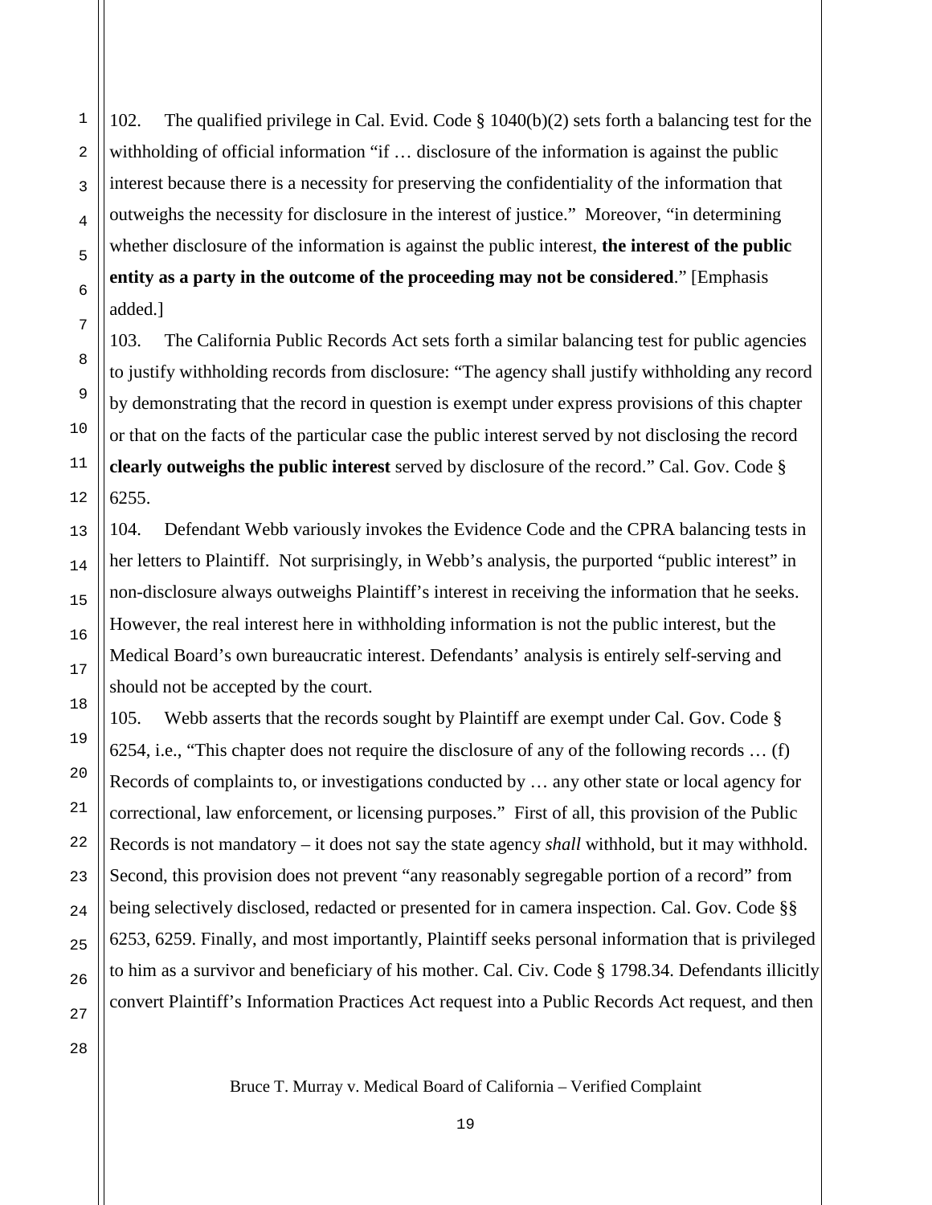102. The qualified privilege in Cal. Evid. Code § 1040(b)(2) sets forth a balancing test for the withholding of official information "if … disclosure of the information is against the public interest because there is a necessity for preserving the confidentiality of the information that outweighs the necessity for disclosure in the interest of justice." Moreover, "in determining whether disclosure of the information is against the public interest, **the interest of the public entity as a party in the outcome of the proceeding may not be considered**." [Emphasis added.]

103. The California Public Records Act sets forth a similar balancing test for public agencies to justify withholding records from disclosure: "The agency shall justify withholding any record by demonstrating that the record in question is exempt under express provisions of this chapter or that on the facts of the particular case the public interest served by not disclosing the record **clearly outweighs the public interest** served by disclosure of the record." Cal. Gov. Code § 6255.

104. Defendant Webb variously invokes the Evidence Code and the CPRA balancing tests in her letters to Plaintiff. Not surprisingly, in Webb's analysis, the purported "public interest" in non-disclosure always outweighs Plaintiff's interest in receiving the information that he seeks. However, the real interest here in withholding information is not the public interest, but the Medical Board's own bureaucratic interest. Defendants' analysis is entirely self-serving and should not be accepted by the court.

105. Webb asserts that the records sought by Plaintiff are exempt under Cal. Gov. Code § 6254, i.e., "This chapter does not require the disclosure of any of the following records … (f) Records of complaints to, or investigations conducted by … any other state or local agency for correctional, law enforcement, or licensing purposes." First of all, this provision of the Public Records is not mandatory – it does not say the state agency *shall* withhold, but it may withhold. Second, this provision does not prevent "any reasonably segregable portion of a record" from being selectively disclosed, redacted or presented for in camera inspection. Cal. Gov. Code §§ 6253, 6259. Finally, and most importantly, Plaintiff seeks personal information that is privileged to him as a survivor and beneficiary of his mother. Cal. Civ. Code § 1798.34. Defendants illicitly convert Plaintiff's Information Practices Act request into a Public Records Act request, and then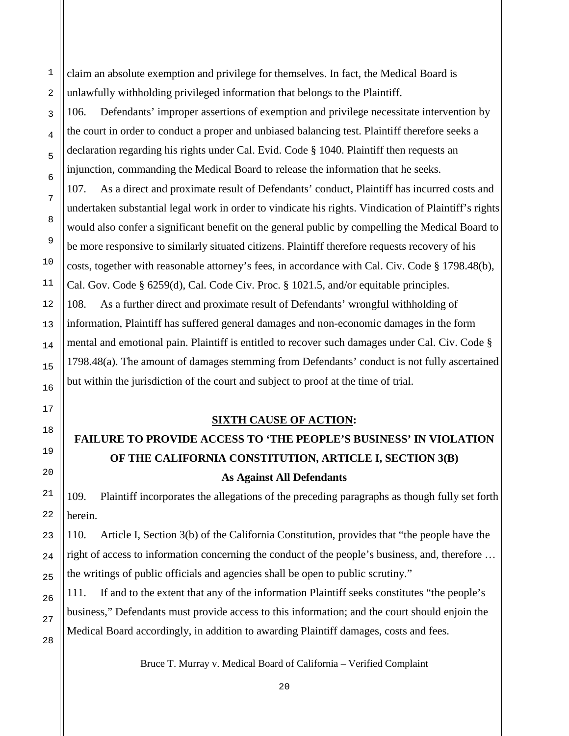claim an absolute exemption and privilege for themselves. In fact, the Medical Board is unlawfully withholding privileged information that belongs to the Plaintiff.

106. Defendants' improper assertions of exemption and privilege necessitate intervention by the court in order to conduct a proper and unbiased balancing test. Plaintiff therefore seeks a declaration regarding his rights under Cal. Evid. Code § 1040. Plaintiff then requests an injunction, commanding the Medical Board to release the information that he seeks.

107. As a direct and proximate result of Defendants' conduct, Plaintiff has incurred costs and undertaken substantial legal work in order to vindicate his rights. Vindication of Plaintiff's rights would also confer a significant benefit on the general public by compelling the Medical Board to be more responsive to similarly situated citizens. Plaintiff therefore requests recovery of his costs, together with reasonable attorney's fees, in accordance with Cal. Civ. Code § 1798.48(b), Cal. Gov. Code § 6259(d), Cal. Code Civ. Proc. § 1021.5, and/or equitable principles.

108. As a further direct and proximate result of Defendants' wrongful withholding of information, Plaintiff has suffered general damages and non-economic damages in the form mental and emotional pain. Plaintiff is entitled to recover such damages under Cal. Civ. Code § 1798.48(a). The amount of damages stemming from Defendants' conduct is not fully ascertained but within the jurisdiction of the court and subject to proof at the time of trial.

## SIXTH CAUSE OF ACTION:

## FAILURE TO PROVIDE ACCESS TO 'THE PEOPLE'S BUSINESS' IN VIOLATION OF THE CALIFORNIA CONSTITUTION, ARTICLE I, SECTION 3(B)

### As Against All Defendants

109. Plaintiff incorporates the allegations of the preceding paragraphs as though fully set forth herein.

110. Article I, Section 3(b) of the California Constitution, provides that "the people have the right of access to information concerning the conduct of the people's business, and, therefore … the writings of public officials and agencies shall be open to public scrutiny."

111. If and to the extent that any of the information Plaintiff seeks constitutes "the people's business," Defendants must provide access to this information; and the court should enjoin the Medical Board accordingly, in addition to awarding Plaintiff damages, costs and fees.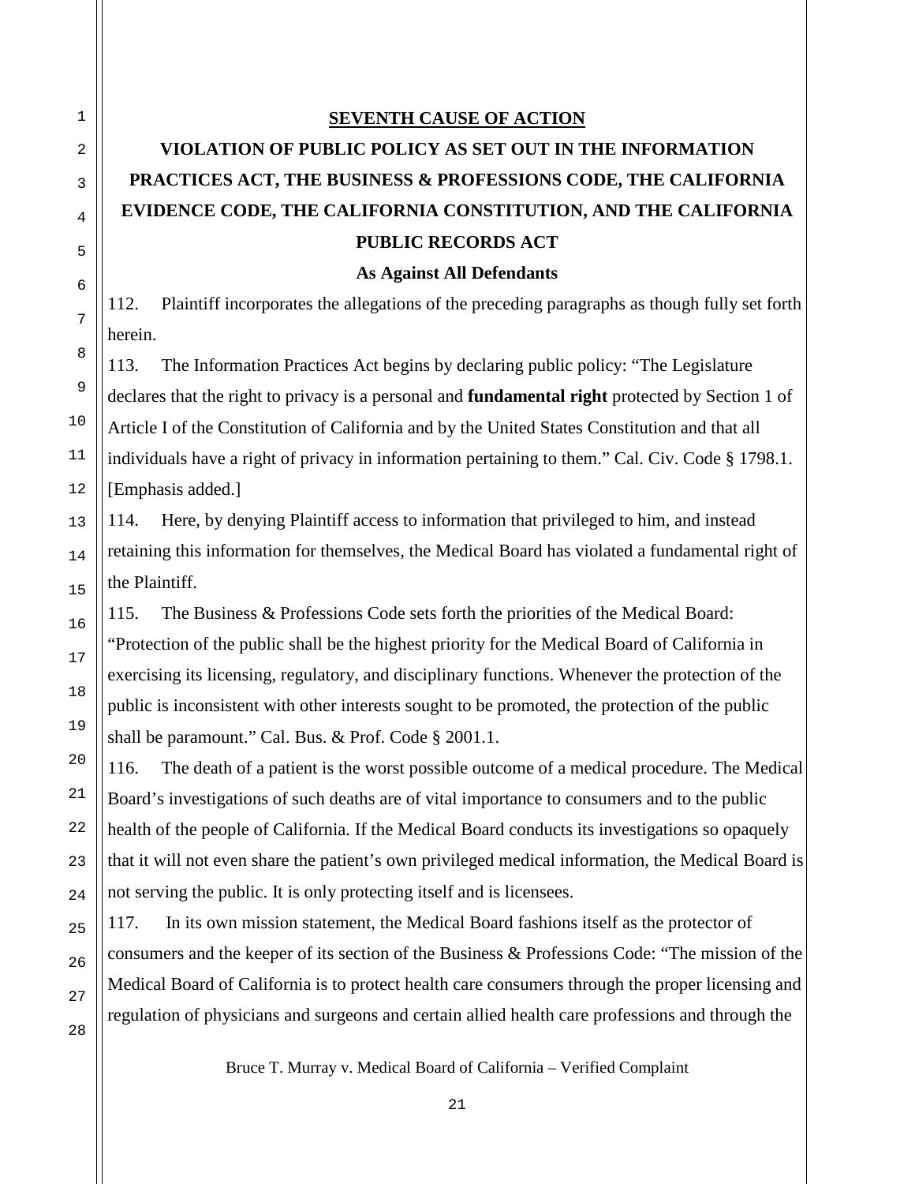## SEVENTH CAUSE OF ACTION

### VIOLATION OF PUBLIC POLICY AS SET OUT IN THE INFORMATION PRACTICES ACT, THE BUSINESS & PROFESSIONS CODE, THE CALIFORNIA EVIDENCE CODE, THE CALIFORNIA CONSTITUTION, AND THE CALIFORNIA PUBLIC RECORDS ACT

**As Against All Defendants**

112. Plaintiff incorporates the allegations of the preceding paragraphs as though fully set forth herein.

113. The Information Practices Act begins by declaring public policy: "The Legislature declares that the right to privacy is a personal and **fundamental right** protected by Section 1 of Article I of the Constitution of California and by the United States Constitution and that all individuals have a right of privacy in information pertaining to them." Cal. Civ. Code § 1798.1. [Emphasis added.]

114. Here, by denying Plaintiff access to information that privileged to him, and instead retaining this information for themselves, the Medical Board has violated a fundamental right of the Plaintiff.

115. The Business & Professions Code sets forth the priorities of the Medical Board: "Protection of the public shall be the highest priority for the Medical Board of California in exercising its licensing, regulatory, and disciplinary functions. Whenever the protection of the public is inconsistent with other interests sought to be promoted, the protection of the public shall be paramount." Cal. Bus. & Prof. Code § 2001.1.

116. The death of a patient is the worst possible outcome of a medical procedure. The Medical Board's investigations of such deaths are of vital importance to consumers and to the public health of the people of California. If the Medical Board conducts its investigations so opaquely that it will not even share the patient's own privileged medical information, the Medical Board is not serving the public. It is only protecting itself and is licensees.

117. In its own mission statement, the Medical Board fashions itself as the protector of consumers and the keeper of its section of the Business & Professions Code: "The mission of the Medical Board of California is to protect health care consumers through the proper licensing and regulation of physicians and surgeons and certain allied health care professions and through the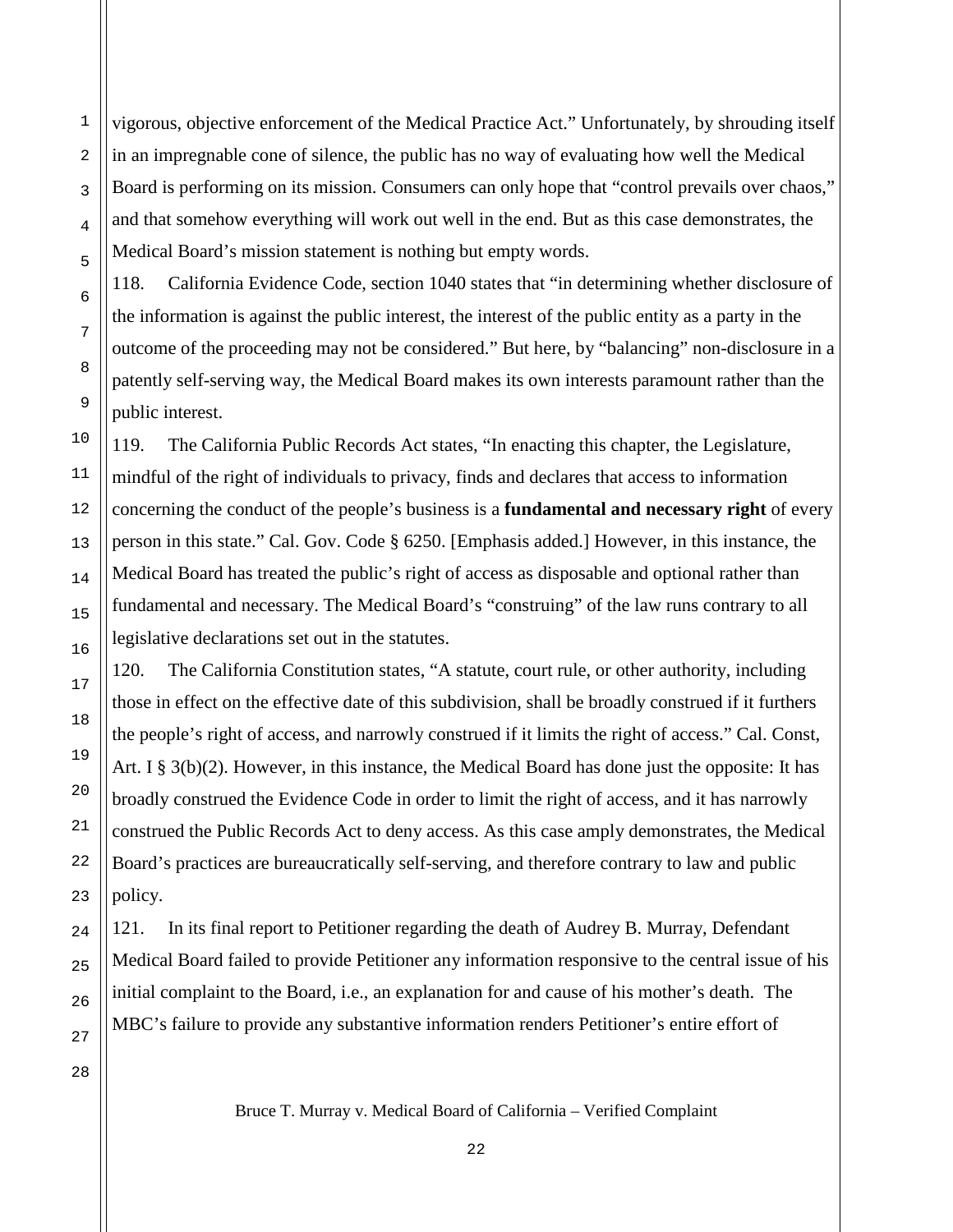vigorous, objective enforcement of the Medical Practice Act." Unfortunately, by shrouding itself in an impregnable cone of silence, the public has no way of evaluating how well the Medical Board is performing on its mission. Consumers can only hope that "control prevails over chaos," and that somehow everything will work out well in the end. But as this case demonstrates, the Medical Board's mission statement is nothing but empty words.

118. California Evidence Code, section 1040 states that "in determining whether disclosure of the information is against the public interest, the interest of the public entity as a party in the outcome of the proceeding may not be considered." But here, by "balancing" non-disclosure in a patently self-serving way, the Medical Board makes its own interests paramount rather than the public interest.

119. The California Public Records Act states, "In enacting this chapter, the Legislature, mindful of the right of individuals to privacy, finds and declares that access to information concerning the conduct of the people's business is a **fundamental and necessary right** of every person in this state." Cal. Gov. Code § 6250. [Emphasis added.] However, in this instance, the Medical Board has treated the public's right of access as disposable and optional rather than fundamental and necessary. The Medical Board's "construing" of the law runs contrary to all legislative declarations set out in the statutes.

120. The California Constitution states, "A statute, court rule, or other authority, including those in effect on the effective date of this subdivision, shall be broadly construed if it furthers the people's right of access, and narrowly construed if it limits the right of access." Cal. Const, Art. I § 3(b)(2). However, in this instance, the Medical Board has done just the opposite: It has broadly construed the Evidence Code in order to limit the right of access, and it has narrowly construed the Public Records Act to deny access. As this case amply demonstrates, the Medical Board's practices are bureaucratically self-serving, and therefore contrary to law and public policy.

121. In its final report to Petitioner regarding the death of Audrey B. Murray, Defendant Medical Board failed to provide Petitioner any information responsive to the central issue of his initial complaint to the Board, i.e., an explanation for and cause of his mother's death. The MBC's failure to provide any substantive information renders Petitioner's entire effort of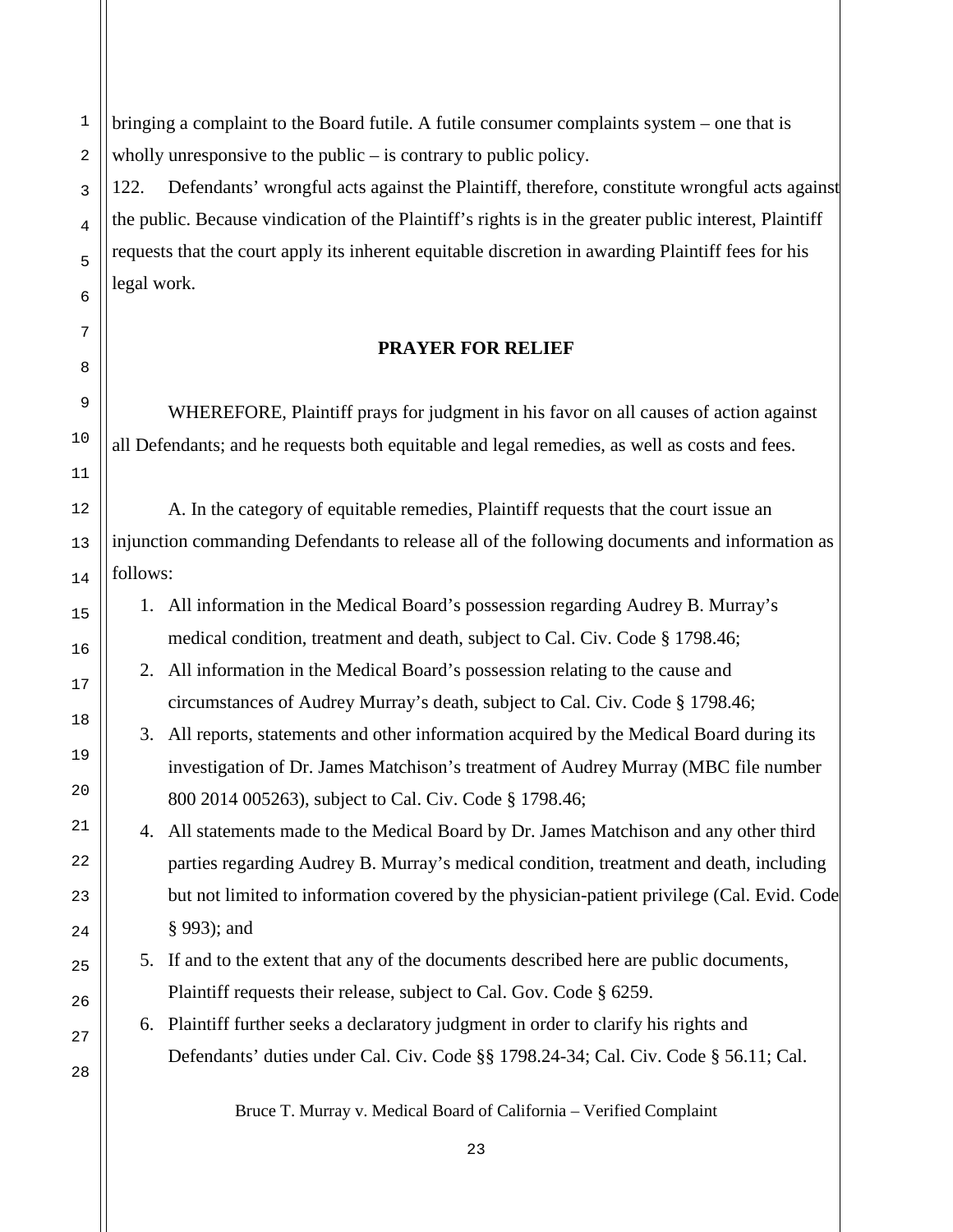bringing a complaint to the Board futile. A futile consumer complaints system – one that is wholly unresponsive to the public – is contrary to public policy.

122. Defendants' wrongful acts against the Plaintiff, therefore, constitute wrongful acts against the public. Because vindication of the Plaintiff's rights is in the greater public interest, Plaintiff requests that the court apply its inherent equitable discretion in awarding Plaintiff fees for his legal work.

**PRAYER FOR RELIEF**

WHEREFORE, Plaintiff prays for judgment in his favor on all causes of action against all Defendants; and he requests both equitable and legal remedies, as well as costs and fees.

A. In the category of equitable remedies, Plaintiff requests that the court issue an injunction commanding Defendants to release all of the following documents and information as follows:

1. All information in the Medical Board's possession regarding Audrey B. Murray's medical condition, treatment and death, subject to Cal. Civ. Code § 1798.46;
2. All information in the Medical Board's possession relating to the cause and circumstances of Audrey Murray's death, subject to Cal. Civ. Code § 1798.46;
3. All reports, statements and other information acquired by the Medical Board during its investigation of Dr. James Matchison's treatment of Audrey Murray (MBC file number 800 2014 005263), subject to Cal. Civ. Code § 1798.46;
4. All statements made to the Medical Board by Dr. James Matchison and any other third parties regarding Audrey B. Murray's medical condition, treatment and death, including but not limited to information covered by the physician-patient privilege (Cal. Evid. Code § 993); and
5. If and to the extent that any of the documents described here are public documents, Plaintiff requests their release, subject to Cal. Gov. Code § 6259.
6. Plaintiff further seeks a declaratory judgment in order to clarify his rights and Defendants' duties under Cal. Civ. Code §§ 1798.24-34; Cal. Civ. Code § 56.11; Cal.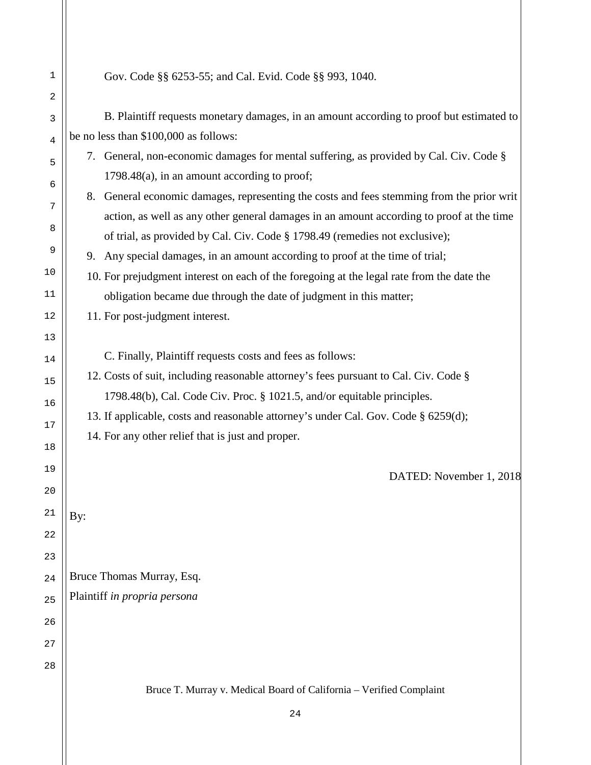Gov. Code §§ 6253-55; and Cal. Evid. Code §§ 993, 1040.

B. Plaintiff requests monetary damages, in an amount according to proof but estimated to be no less than $100,000 as follows:

7. General, non-economic damages for mental suffering, as provided by Cal. Civ. Code § 1798.48(a), in an amount according to proof;
8. General economic damages, representing the costs and fees stemming from the prior writ action, as well as any other general damages in an amount according to proof at the time of trial, as provided by Cal. Civ. Code § 1798.49 (remedies not exclusive);
9. Any special damages, in an amount according to proof at the time of trial;
10. For prejudgment interest on each of the foregoing at the legal rate from the date the obligation became due through the date of judgment in this matter;
11. For post-judgment interest.

C. Finally, Plaintiff requests costs and fees as follows:

12. Costs of suit, including reasonable attorney's fees pursuant to Cal. Civ. Code § 1798.48(b), Cal. Code Civ. Proc. § 1021.5, and/or equitable principles.
13. If applicable, costs and reasonable attorney's under Cal. Gov. Code § 6259(d);
14. For any other relief that is just and proper.

DATED: November 1, 2018

By:

Bruce Thomas Murray, Esq.
Plaintiff *in propria persona*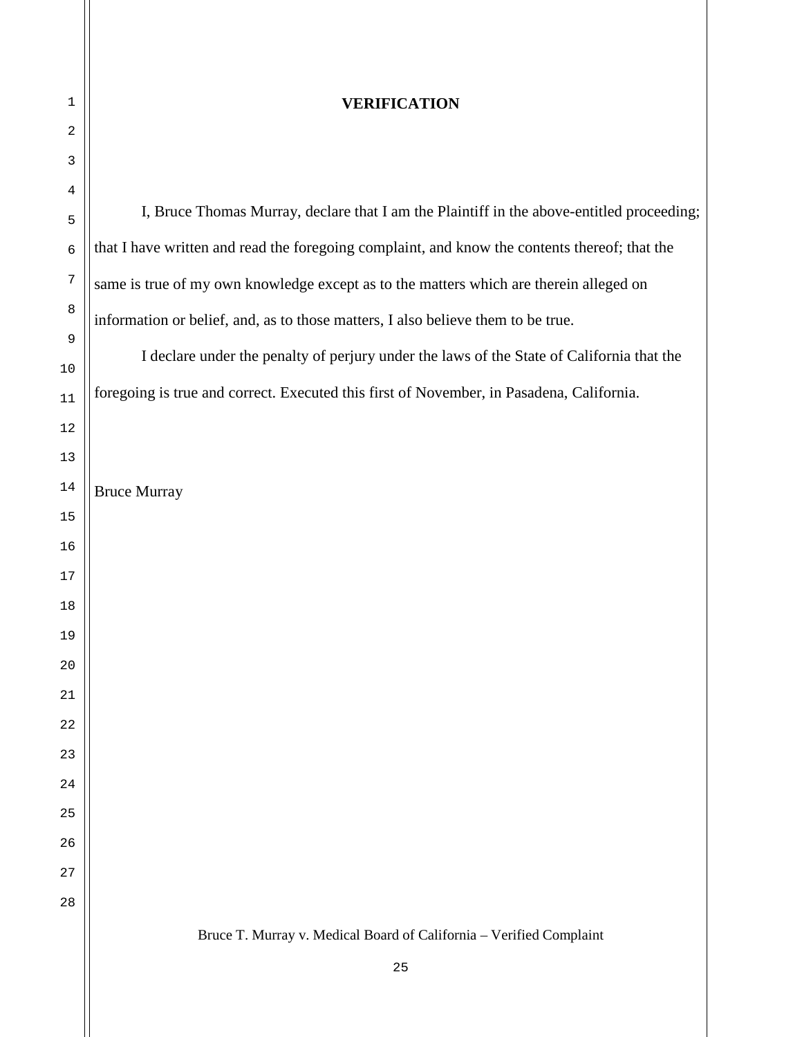**VERIFICATION**

I, Bruce Thomas Murray, declare that I am the Plaintiff in the above-entitled proceeding; that I have written and read the foregoing complaint, and know the contents thereof; that the same is true of my own knowledge except as to the matters which are therein alleged on information or belief, and, as to those matters, I also believe them to be true.

I declare under the penalty of perjury under the laws of the State of California that the foregoing is true and correct. Executed this first of November, in Pasadena, California.

Bruce Murray